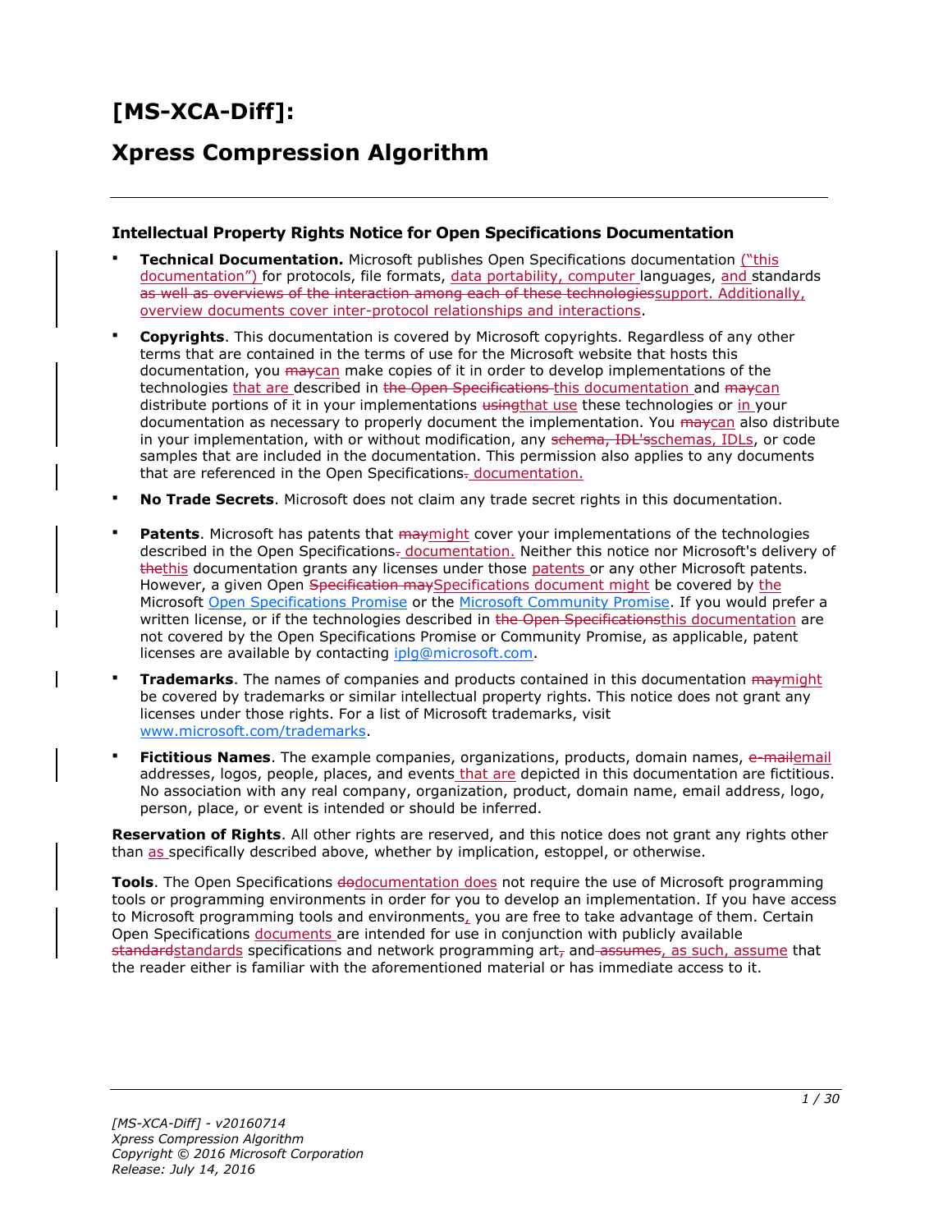# [MS-XCA-Diff]:

# Xpress Compression Algorithm

### Intellectual Property Rights Notice for Open Specifications Documentation

- **Technical Documentation.** Microsoft publishes Open Specifications documentation ("this documentation") for protocols, file formats, data portability, computer languages, and standards ~~as well as overviews of the interaction among each of these technologies~~support. Additionally, overview documents cover inter-protocol relationships and interactions.
- **Copyrights**. This documentation is covered by Microsoft copyrights. Regardless of any other terms that are contained in the terms of use for the Microsoft website that hosts this documentation, you ~~may~~can make copies of it in order to develop implementations of the technologies that are described in ~~the Open Specifications~~ this documentation and ~~may~~can distribute portions of it in your implementations ~~using~~that use these technologies or in your documentation as necessary to properly document the implementation. You ~~may~~can also distribute in your implementation, with or without modification, any ~~schema, IDL's~~schemas, IDLs, or code samples that are included in the documentation. This permission also applies to any documents that are referenced in the Open Specifications~~.~~ documentation.
- **No Trade Secrets**. Microsoft does not claim any trade secret rights in this documentation.
- **Patents**. Microsoft has patents that ~~may~~might cover your implementations of the technologies described in the Open Specifications~~.~~ documentation. Neither this notice nor Microsoft's delivery of ~~the~~this documentation grants any licenses under those patents or any other Microsoft patents. However, a given Open ~~Specification may~~Specifications document might be covered by the Microsoft [Open Specifications Promise](http://go.microsoft.com/fwlink/?LinkId=214445) or the [Microsoft Community Promise](http://go.microsoft.com/fwlink/?LinkId=214448). If you would prefer a written license, or if the technologies described in ~~the Open Specifications~~this documentation are not covered by the Open Specifications Promise or Community Promise, as applicable, patent licenses are available by contacting [iplg@microsoft.com](mailto:iplg@microsoft.com).
- **Trademarks**. The names of companies and products contained in this documentation ~~may~~might be covered by trademarks or similar intellectual property rights. This notice does not grant any licenses under those rights. For a list of Microsoft trademarks, visit [www.microsoft.com/trademarks](http://www.microsoft.com/trademarks).
- **Fictitious Names**. The example companies, organizations, products, domain names, ~~e-mail~~email addresses, logos, people, places, and events that are depicted in this documentation are fictitious. No association with any real company, organization, product, domain name, email address, logo, person, place, or event is intended or should be inferred.

**Reservation of Rights**. All other rights are reserved, and this notice does not grant any rights other than as specifically described above, whether by implication, estoppel, or otherwise.

**Tools**. The Open Specifications ~~do~~documentation does not require the use of Microsoft programming tools or programming environments in order for you to develop an implementation. If you have access to Microsoft programming tools and environments, you are free to take advantage of them. Certain Open Specifications documents are intended for use in conjunction with publicly available ~~standard~~standards specifications and network programming art~~,~~ and ~~assumes~~, as such, assume that the reader either is familiar with the aforementioned material or has immediate access to it.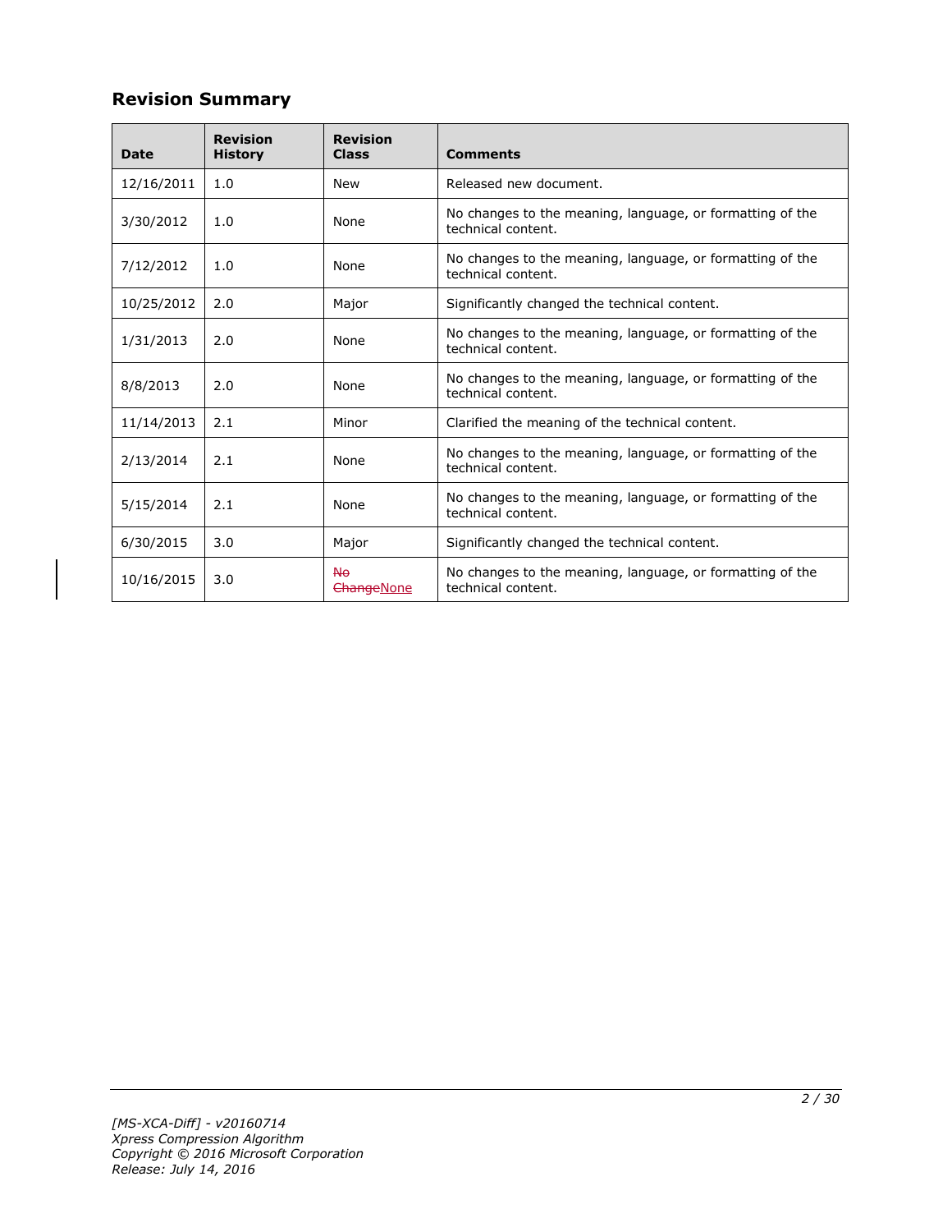## Revision Summary

| Date | Revision History | Revision Class | Comments |
|---|---|---|---|
| 12/16/2011 | 1.0 | New | Released new document. |
| 3/30/2012 | 1.0 | None | No changes to the meaning, language, or formatting of the technical content. |
| 7/12/2012 | 1.0 | None | No changes to the meaning, language, or formatting of the technical content. |
| 10/25/2012 | 2.0 | Major | Significantly changed the technical content. |
| 1/31/2013 | 2.0 | None | No changes to the meaning, language, or formatting of the technical content. |
| 8/8/2013 | 2.0 | None | No changes to the meaning, language, or formatting of the technical content. |
| 11/14/2013 | 2.1 | Minor | Clarified the meaning of the technical content. |
| 2/13/2014 | 2.1 | None | No changes to the meaning, language, or formatting of the technical content. |
| 5/15/2014 | 2.1 | None | No changes to the meaning, language, or formatting of the technical content. |
| 6/30/2015 | 3.0 | Major | Significantly changed the technical content. |
| 10/16/2015 | 3.0 | ~~No Change~~None | No changes to the meaning, language, or formatting of the technical content. |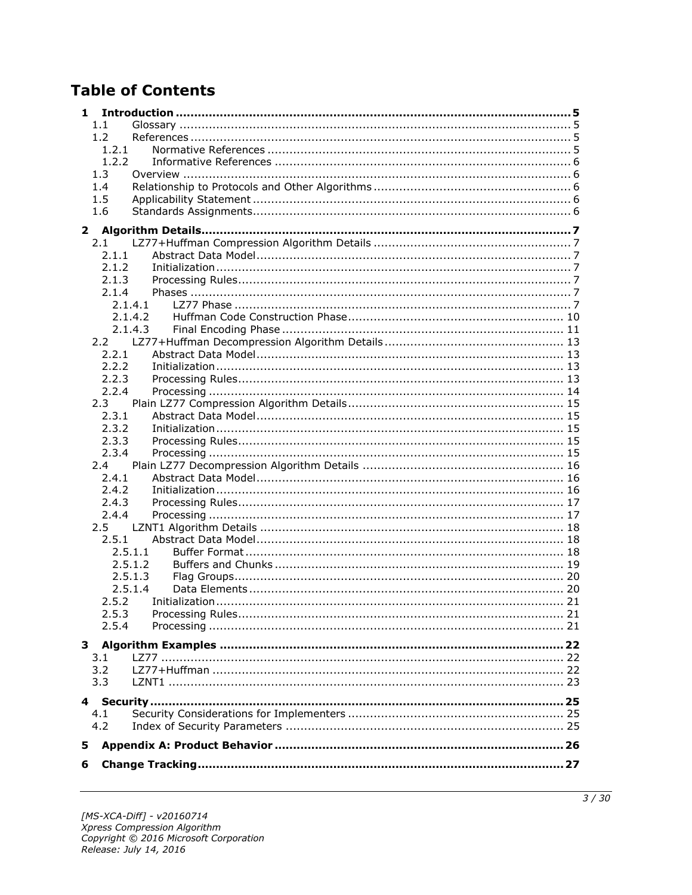# Table of Contents

- **1 Introduction** ..... 5
  - 1.1 Glossary ..... 5
  - 1.2 References ..... 5
    - 1.2.1 Normative References ..... 5
    - 1.2.2 Informative References ..... 6
  - 1.3 Overview ..... 6
  - 1.4 Relationship to Protocols and Other Algorithms ..... 6
  - 1.5 Applicability Statement ..... 6
  - 1.6 Standards Assignments ..... 6
- **2 Algorithm Details** ..... 7
  - 2.1 LZ77+Huffman Compression Algorithm Details ..... 7
    - 2.1.1 Abstract Data Model ..... 7
    - 2.1.2 Initialization ..... 7
    - 2.1.3 Processing Rules ..... 7
    - 2.1.4 Phases ..... 7
      - 2.1.4.1 LZ77 Phase ..... 7
      - 2.1.4.2 Huffman Code Construction Phase ..... 10
      - 2.1.4.3 Final Encoding Phase ..... 11
  - 2.2 LZ77+Huffman Decompression Algorithm Details ..... 13
    - 2.2.1 Abstract Data Model ..... 13
    - 2.2.2 Initialization ..... 13
    - 2.2.3 Processing Rules ..... 13
    - 2.2.4 Processing ..... 14
  - 2.3 Plain LZ77 Compression Algorithm Details ..... 15
    - 2.3.1 Abstract Data Model ..... 15
    - 2.3.2 Initialization ..... 15
    - 2.3.3 Processing Rules ..... 15
    - 2.3.4 Processing ..... 15
  - 2.4 Plain LZ77 Decompression Algorithm Details ..... 16
    - 2.4.1 Abstract Data Model ..... 16
    - 2.4.2 Initialization ..... 16
    - 2.4.3 Processing Rules ..... 17
    - 2.4.4 Processing ..... 17
  - 2.5 LZNT1 Algorithm Details ..... 18
    - 2.5.1 Abstract Data Model ..... 18
      - 2.5.1.1 Buffer Format ..... 18
      - 2.5.1.2 Buffers and Chunks ..... 19
      - 2.5.1.3 Flag Groups ..... 20
      - 2.5.1.4 Data Elements ..... 20
    - 2.5.2 Initialization ..... 21
    - 2.5.3 Processing Rules ..... 21
    - 2.5.4 Processing ..... 21
- **3 Algorithm Examples** ..... 22
  - 3.1 LZ77 ..... 22
  - 3.2 LZ77+Huffman ..... 22
  - 3.3 LZNT1 ..... 23
- **4 Security** ..... 25
  - 4.1 Security Considerations for Implementers ..... 25
  - 4.2 Index of Security Parameters ..... 25
- **5 Appendix A: Product Behavior** ..... 26
- **6 Change Tracking** ..... 27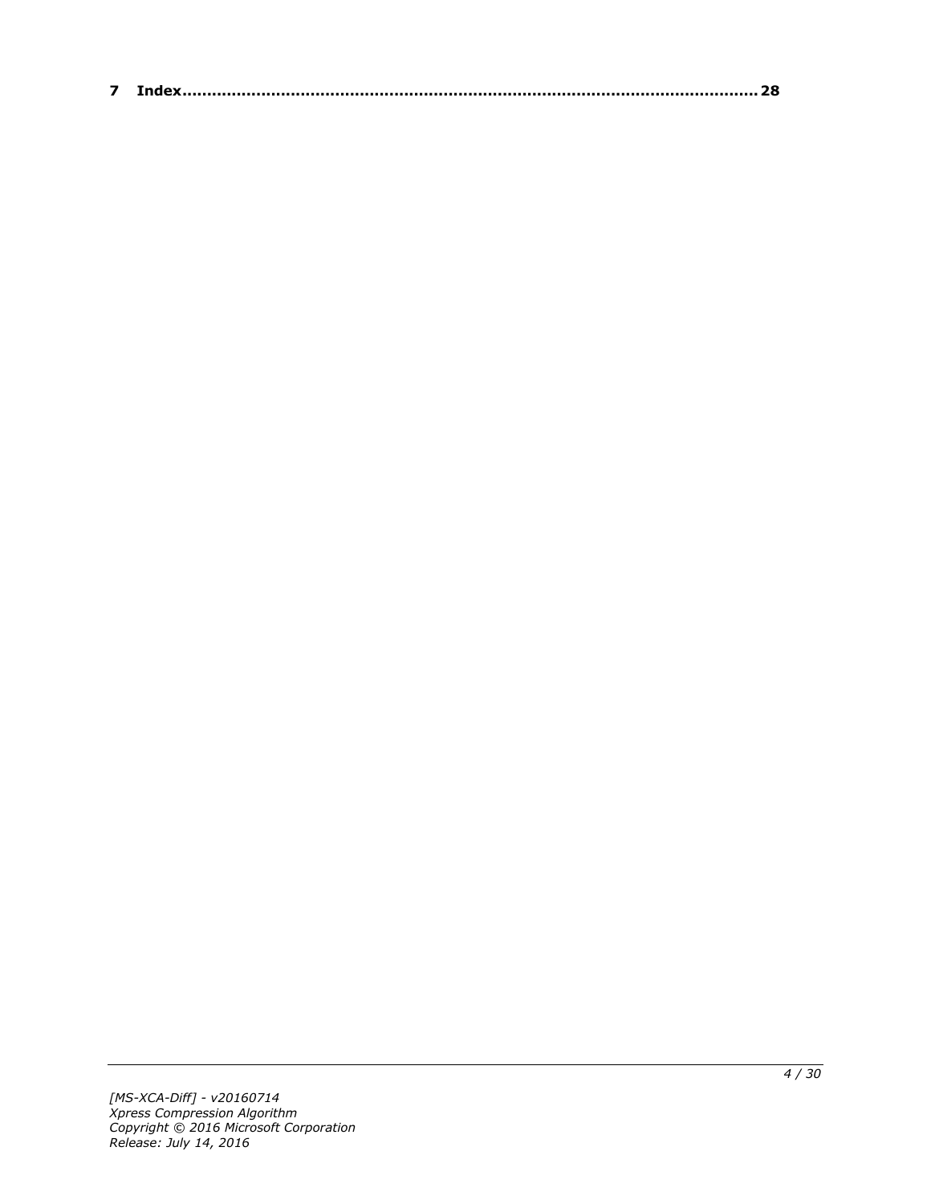**7 Index......................................................................................................... 28**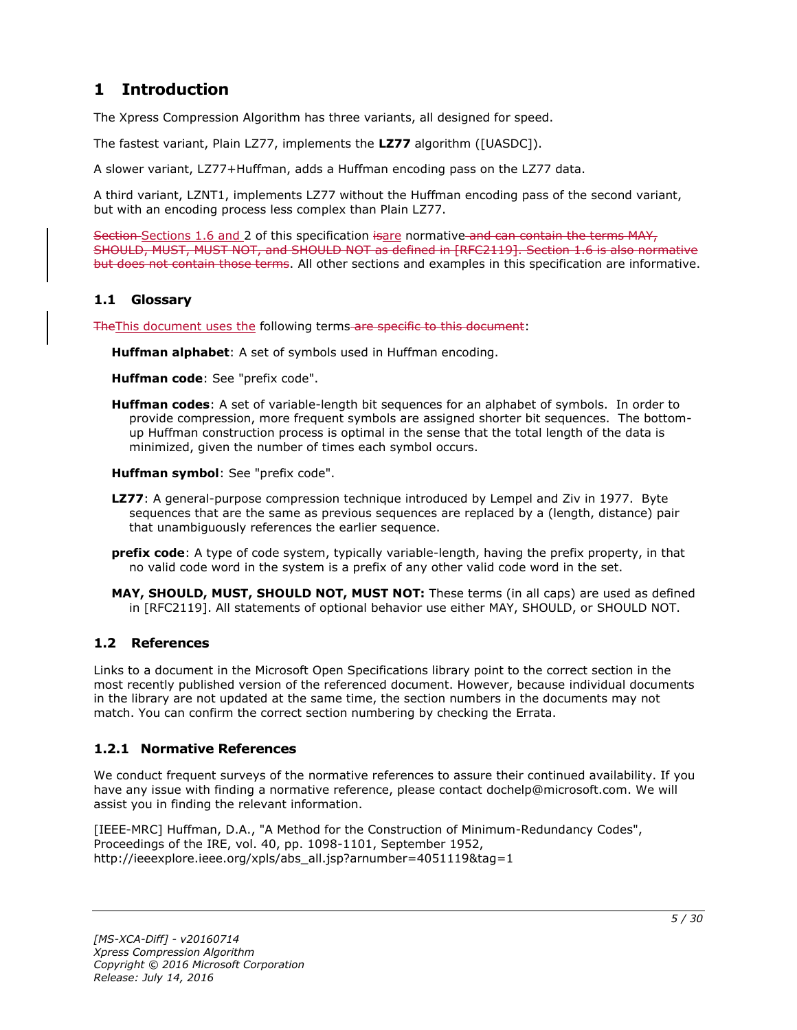# 1 Introduction

The Xpress Compression Algorithm has three variants, all designed for speed.

The fastest variant, Plain LZ77, implements the **LZ77** algorithm ([UASDC]).

A slower variant, LZ77+Huffman, adds a Huffman encoding pass on the LZ77 data.

A third variant, LZNT1, implements LZ77 without the Huffman encoding pass of the second variant, but with an encoding process less complex than Plain LZ77.

~~Section~~ Sections 1.6 and 2 of this specification ~~is~~are normative ~~and can contain the terms MAY, SHOULD, MUST, MUST NOT, and SHOULD NOT as defined in [RFC2119]. Section 1.6 is also normative but does not contain those terms~~. All other sections and examples in this specification are informative.

## 1.1 Glossary

~~The~~This document uses the following terms ~~are specific to this document~~:

**Huffman alphabet**: A set of symbols used in Huffman encoding.

**Huffman code**: See "prefix code".

**Huffman codes**: A set of variable-length bit sequences for an alphabet of symbols. In order to provide compression, more frequent symbols are assigned shorter bit sequences. The bottom-up Huffman construction process is optimal in the sense that the total length of the data is minimized, given the number of times each symbol occurs.

**Huffman symbol**: See "prefix code".

**LZ77**: A general-purpose compression technique introduced by Lempel and Ziv in 1977. Byte sequences that are the same as previous sequences are replaced by a (length, distance) pair that unambiguously references the earlier sequence.

**prefix code**: A type of code system, typically variable-length, having the prefix property, in that no valid code word in the system is a prefix of any other valid code word in the set.

**MAY, SHOULD, MUST, SHOULD NOT, MUST NOT:** These terms (in all caps) are used as defined in [RFC2119]. All statements of optional behavior use either MAY, SHOULD, or SHOULD NOT.

## 1.2 References

Links to a document in the Microsoft Open Specifications library point to the correct section in the most recently published version of the referenced document. However, because individual documents in the library are not updated at the same time, the section numbers in the documents may not match. You can confirm the correct section numbering by checking the Errata.

### 1.2.1 Normative References

We conduct frequent surveys of the normative references to assure their continued availability. If you have any issue with finding a normative reference, please contact dochelp@microsoft.com. We will assist you in finding the relevant information.

[IEEE-MRC] Huffman, D.A., "A Method for the Construction of Minimum-Redundancy Codes", Proceedings of the IRE, vol. 40, pp. 1098-1101, September 1952, http://ieeexplore.ieee.org/xpls/abs_all.jsp?arnumber=4051119&tag=1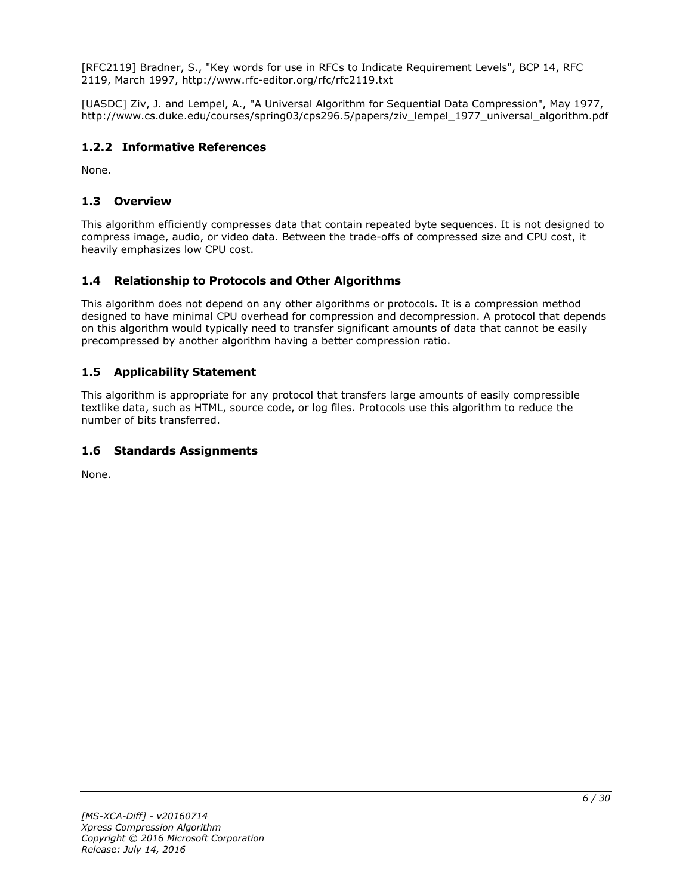[RFC2119] Bradner, S., "Key words for use in RFCs to Indicate Requirement Levels", BCP 14, RFC 2119, March 1997, http://www.rfc-editor.org/rfc/rfc2119.txt

[UASDC] Ziv, J. and Lempel, A., "A Universal Algorithm for Sequential Data Compression", May 1977, http://www.cs.duke.edu/courses/spring03/cps296.5/papers/ziv_lempel_1977_universal_algorithm.pdf

### 1.2.2 Informative References

None.

## 1.3 Overview

This algorithm efficiently compresses data that contain repeated byte sequences. It is not designed to compress image, audio, or video data. Between the trade-offs of compressed size and CPU cost, it heavily emphasizes low CPU cost.

## 1.4 Relationship to Protocols and Other Algorithms

This algorithm does not depend on any other algorithms or protocols. It is a compression method designed to have minimal CPU overhead for compression and decompression. A protocol that depends on this algorithm would typically need to transfer significant amounts of data that cannot be easily precompressed by another algorithm having a better compression ratio.

## 1.5 Applicability Statement

This algorithm is appropriate for any protocol that transfers large amounts of easily compressible textlike data, such as HTML, source code, or log files. Protocols use this algorithm to reduce the number of bits transferred.

## 1.6 Standards Assignments

None.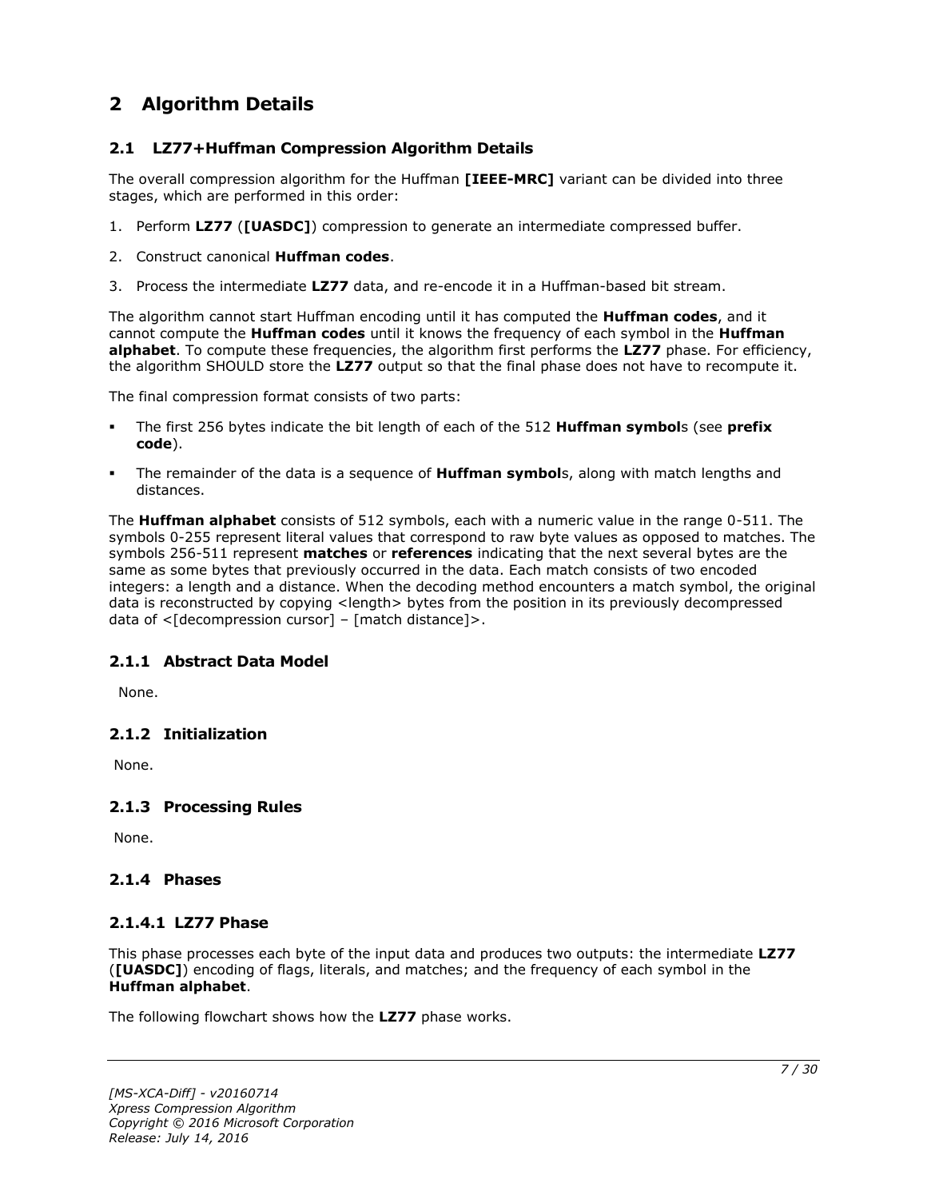# 2 Algorithm Details

## 2.1 LZ77+Huffman Compression Algorithm Details

The overall compression algorithm for the Huffman **[IEEE-MRC]** variant can be divided into three stages, which are performed in this order:

1. Perform **LZ77** (**[UASDC]**) compression to generate an intermediate compressed buffer.
2. Construct canonical **Huffman codes**.
3. Process the intermediate **LZ77** data, and re-encode it in a Huffman-based bit stream.

The algorithm cannot start Huffman encoding until it has computed the **Huffman codes**, and it cannot compute the **Huffman codes** until it knows the frequency of each symbol in the **Huffman alphabet**. To compute these frequencies, the algorithm first performs the **LZ77** phase. For efficiency, the algorithm SHOULD store the **LZ77** output so that the final phase does not have to recompute it.

The final compression format consists of two parts:

- The first 256 bytes indicate the bit length of each of the 512 **Huffman symbol**s (see **prefix code**).
- The remainder of the data is a sequence of **Huffman symbol**s, along with match lengths and distances.

The **Huffman alphabet** consists of 512 symbols, each with a numeric value in the range 0-511. The symbols 0-255 represent literal values that correspond to raw byte values as opposed to matches. The symbols 256-511 represent **matches** or **references** indicating that the next several bytes are the same as some bytes that previously occurred in the data. Each match consists of two encoded integers: a length and a distance. When the decoding method encounters a match symbol, the original data is reconstructed by copying <length> bytes from the position in its previously decompressed data of <[decompression cursor] – [match distance]>.

### 2.1.1 Abstract Data Model

None.

### 2.1.2 Initialization

None.

### 2.1.3 Processing Rules

None.

### 2.1.4 Phases

#### 2.1.4.1 LZ77 Phase

This phase processes each byte of the input data and produces two outputs: the intermediate **LZ77** (**[UASDC]**) encoding of flags, literals, and matches; and the frequency of each symbol in the **Huffman alphabet**.

The following flowchart shows how the **LZ77** phase works.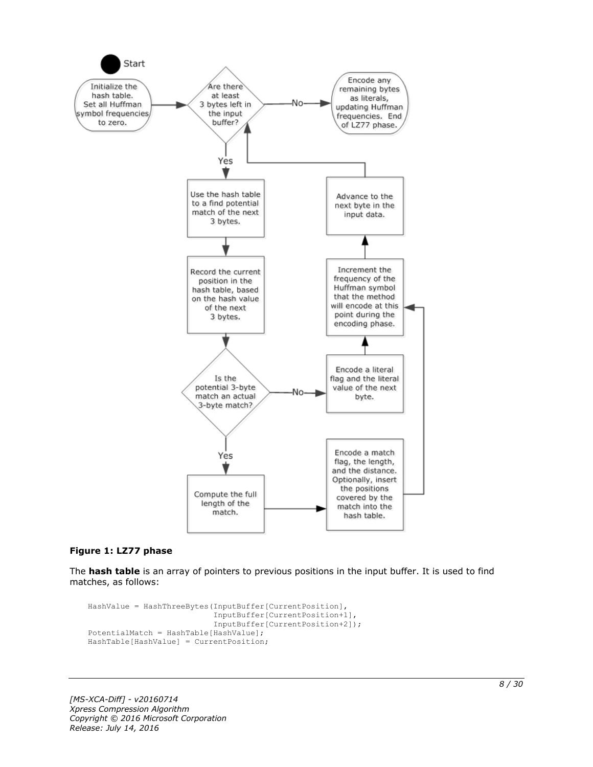**Figure 1: LZ77 phase**

The **hash table** is an array of pointers to previous positions in the input buffer. It is used to find matches, as follows:

```
HashValue = HashThreeBytes(InputBuffer[CurrentPosition],
                           InputBuffer[CurrentPosition+1],
                           InputBuffer[CurrentPosition+2]);
PotentialMatch = HashTable[HashValue];
HashTable[HashValue] = CurrentPosition;
```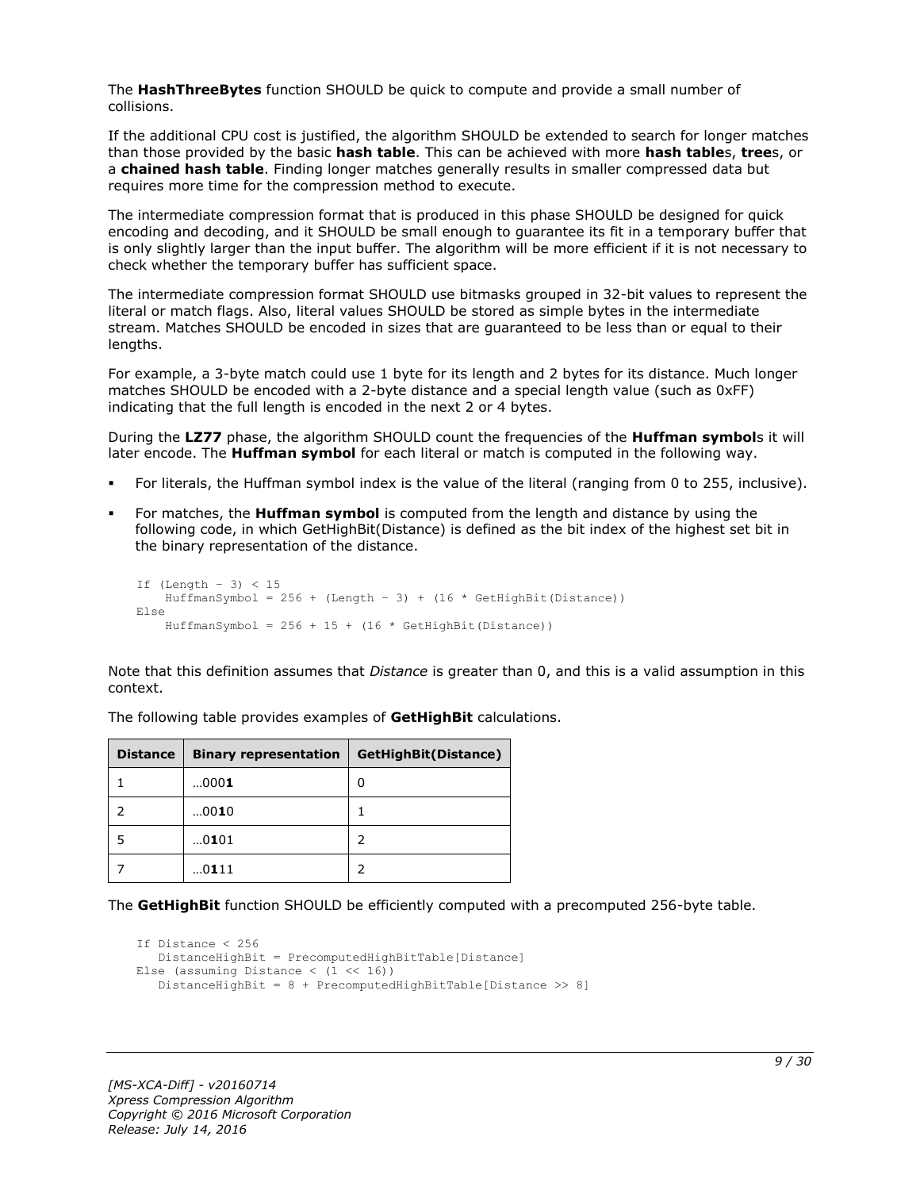The **HashThreeBytes** function SHOULD be quick to compute and provide a small number of collisions.

If the additional CPU cost is justified, the algorithm SHOULD be extended to search for longer matches than those provided by the basic **hash table**. This can be achieved with more **hash table**s, **tree**s, or a **chained hash table**. Finding longer matches generally results in smaller compressed data but requires more time for the compression method to execute.

The intermediate compression format that is produced in this phase SHOULD be designed for quick encoding and decoding, and it SHOULD be small enough to guarantee its fit in a temporary buffer that is only slightly larger than the input buffer. The algorithm will be more efficient if it is not necessary to check whether the temporary buffer has sufficient space.

The intermediate compression format SHOULD use bitmasks grouped in 32-bit values to represent the literal or match flags. Also, literal values SHOULD be stored as simple bytes in the intermediate stream. Matches SHOULD be encoded in sizes that are guaranteed to be less than or equal to their lengths.

For example, a 3-byte match could use 1 byte for its length and 2 bytes for its distance. Much longer matches SHOULD be encoded with a 2-byte distance and a special length value (such as 0xFF) indicating that the full length is encoded in the next 2 or 4 bytes.

During the **LZ77** phase, the algorithm SHOULD count the frequencies of the **Huffman symbol**s it will later encode. The **Huffman symbol** for each literal or match is computed in the following way.

- For literals, the Huffman symbol index is the value of the literal (ranging from 0 to 255, inclusive).
- For matches, the **Huffman symbol** is computed from the length and distance by using the following code, in which GetHighBit(Distance) is defined as the bit index of the highest set bit in the binary representation of the distance.

```
If (Length - 3) < 15
    HuffmanSymbol = 256 + (Length - 3) + (16 * GetHighBit(Distance))
Else
    HuffmanSymbol = 256 + 15 + (16 * GetHighBit(Distance))
```

Note that this definition assumes that *Distance* is greater than 0, and this is a valid assumption in this context.

The following table provides examples of **GetHighBit** calculations.

| Distance | Binary representation | GetHighBit(Distance) |
|---|---|---|
| 1 | …000**1** | 0 |
| 2 | …00**1**0 | 1 |
| 5 | …0**1**01 | 2 |
| 7 | …0**1**11 | 2 |

The **GetHighBit** function SHOULD be efficiently computed with a precomputed 256-byte table.

```
If Distance < 256
   DistanceHighBit = PrecomputedHighBitTable[Distance]
Else (assuming Distance < (1 << 16))
   DistanceHighBit = 8 + PrecomputedHighBitTable[Distance >> 8]
```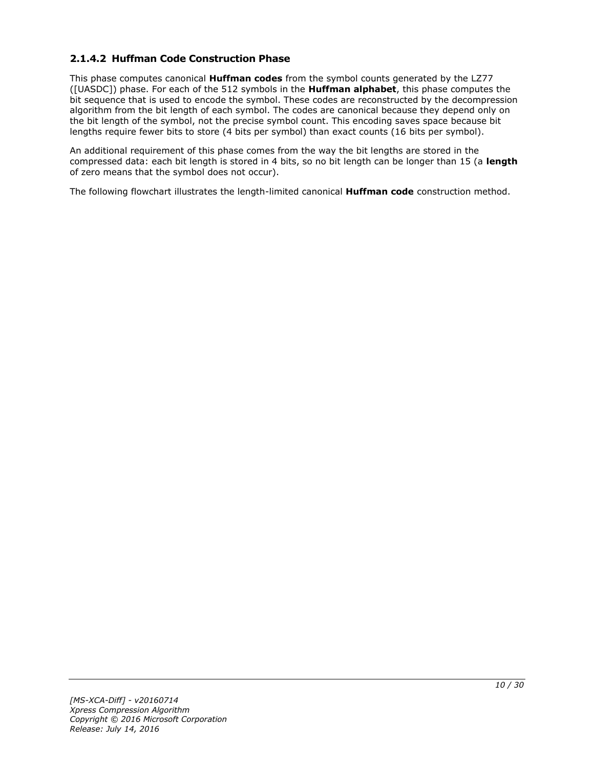### 2.1.4.2 Huffman Code Construction Phase

This phase computes canonical **Huffman codes** from the symbol counts generated by the LZ77 ([UASDC]) phase. For each of the 512 symbols in the **Huffman alphabet**, this phase computes the bit sequence that is used to encode the symbol. These codes are reconstructed by the decompression algorithm from the bit length of each symbol. The codes are canonical because they depend only on the bit length of the symbol, not the precise symbol count. This encoding saves space because bit lengths require fewer bits to store (4 bits per symbol) than exact counts (16 bits per symbol).

An additional requirement of this phase comes from the way the bit lengths are stored in the compressed data: each bit length is stored in 4 bits, so no bit length can be longer than 15 (a **length** of zero means that the symbol does not occur).

The following flowchart illustrates the length-limited canonical **Huffman code** construction method.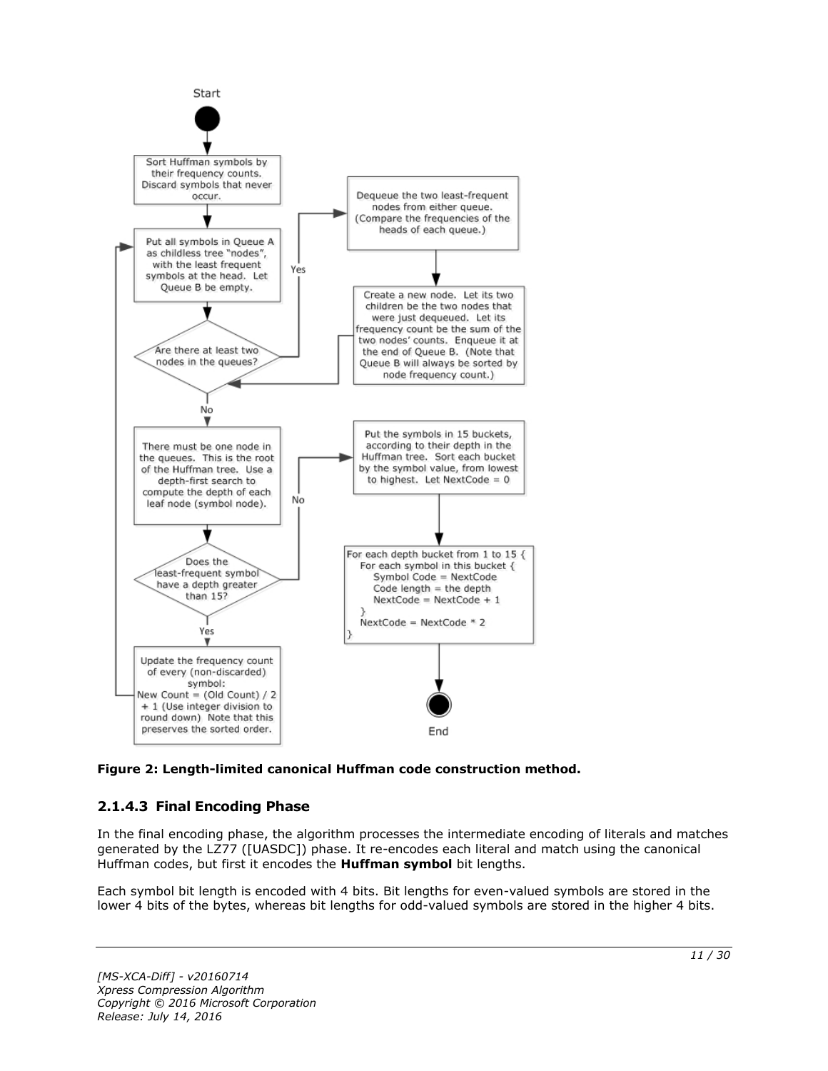Start

Sort Huffman symbols by their frequency counts. Discard symbols that never occur.

Put all symbols in Queue A as childless tree "nodes", with the least frequent symbols at the head. Let Queue B be empty.

Are there at least two nodes in the queues?

- Yes: Dequeue the two least-frequent nodes from either queue. (Compare the frequencies of the heads of each queue.)
  - Create a new node. Let its two children be the two nodes that were just dequeued. Let its frequency count be the sum of the two nodes' counts. Enqueue it at the end of Queue B. (Note that Queue B will always be sorted by node frequency count.)
- No: There must be one node in the queues. This is the root of the Huffman tree. Use a depth-first search to compute the depth of each leaf node (symbol node).

Does the least-frequent symbol have a depth greater than 15?

- Yes: Update the frequency count of every (non-discarded) symbol: New Count = (Old Count) / 2 + 1 (Use integer division to round down) Note that this preserves the sorted order.
- No: Put the symbols in 15 buckets, according to their depth in the Huffman tree. Sort each bucket by the symbol value, from lowest to highest. Let NextCode = 0

```
For each depth bucket from 1 to 15 {
    For each symbol in this bucket {
        Symbol Code = NextCode
        Code length = the depth
        NextCode = NextCode + 1
    }
    NextCode = NextCode * 2
}
```

End

**Figure 2: Length-limited canonical Huffman code construction method.**

### 2.1.4.3 Final Encoding Phase

In the final encoding phase, the algorithm processes the intermediate encoding of literals and matches generated by the LZ77 ([UASDC]) phase. It re-encodes each literal and match using the canonical Huffman codes, but first it encodes the **Huffman symbol** bit lengths.

Each symbol bit length is encoded with 4 bits. Bit lengths for even-valued symbols are stored in the lower 4 bits of the bytes, whereas bit lengths for odd-valued symbols are stored in the higher 4 bits.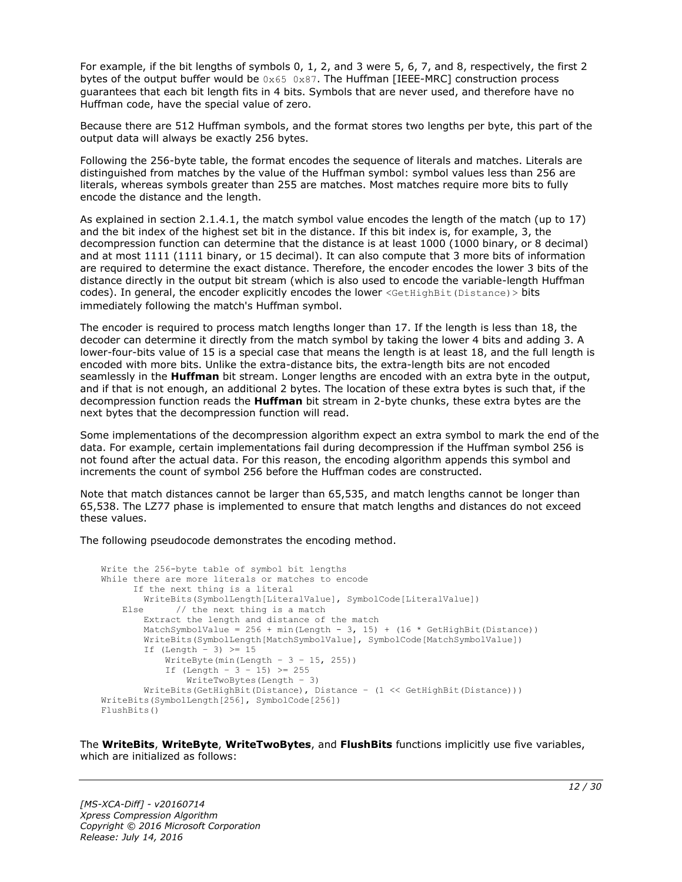For example, if the bit lengths of symbols 0, 1, 2, and 3 were 5, 6, 7, and 8, respectively, the first 2 bytes of the output buffer would be `0x65 0x87`. The Huffman [IEEE-MRC] construction process guarantees that each bit length fits in 4 bits. Symbols that are never used, and therefore have no Huffman code, have the special value of zero.

Because there are 512 Huffman symbols, and the format stores two lengths per byte, this part of the output data will always be exactly 256 bytes.

Following the 256-byte table, the format encodes the sequence of literals and matches. Literals are distinguished from matches by the value of the Huffman symbol: symbol values less than 256 are literals, whereas symbols greater than 255 are matches. Most matches require more bits to fully encode the distance and the length.

As explained in section 2.1.4.1, the match symbol value encodes the length of the match (up to 17) and the bit index of the highest set bit in the distance. If this bit index is, for example, 3, the decompression function can determine that the distance is at least 1000 (1000 binary, or 8 decimal) and at most 1111 (1111 binary, or 15 decimal). It can also compute that 3 more bits of information are required to determine the exact distance. Therefore, the encoder encodes the lower 3 bits of the distance directly in the output bit stream (which is also used to encode the variable-length Huffman codes). In general, the encoder explicitly encodes the lower `<GetHighBit(Distance)>` bits immediately following the match's Huffman symbol.

The encoder is required to process match lengths longer than 17. If the length is less than 18, the decoder can determine it directly from the match symbol by taking the lower 4 bits and adding 3. A lower-four-bits value of 15 is a special case that means the length is at least 18, and the full length is encoded with more bits. Unlike the extra-distance bits, the extra-length bits are not encoded seamlessly in the **Huffman** bit stream. Longer lengths are encoded with an extra byte in the output, and if that is not enough, an additional 2 bytes. The location of these extra bytes is such that, if the decompression function reads the **Huffman** bit stream in 2-byte chunks, these extra bytes are the next bytes that the decompression function will read.

Some implementations of the decompression algorithm expect an extra symbol to mark the end of the data. For example, certain implementations fail during decompression if the Huffman symbol 256 is not found after the actual data. For this reason, the encoding algorithm appends this symbol and increments the count of symbol 256 before the Huffman codes are constructed.

Note that match distances cannot be larger than 65,535, and match lengths cannot be longer than 65,538. The LZ77 phase is implemented to ensure that match lengths and distances do not exceed these values.

The following pseudocode demonstrates the encoding method.

```
Write the 256-byte table of symbol bit lengths
While there are more literals or matches to encode
      If the next thing is a literal
        WriteBits(SymbolLength[LiteralValue], SymbolCode[LiteralValue])
    Else      // the next thing is a match
        Extract the length and distance of the match
        MatchSymbolValue = 256 + min(Length - 3, 15) + (16 * GetHighBit(Distance))
        WriteBits(SymbolLength[MatchSymbolValue], SymbolCode[MatchSymbolValue])
        If (Length - 3) >= 15
            WriteByte(min(Length - 3 - 15, 255))
            If (Length - 3 - 15) >= 255
                WriteTwoBytes(Length - 3)
        WriteBits(GetHighBit(Distance), Distance - (1 << GetHighBit(Distance)))
WriteBits(SymbolLength[256], SymbolCode[256])
FlushBits()
```

The **WriteBits**, **WriteByte**, **WriteTwoBytes**, and **FlushBits** functions implicitly use five variables, which are initialized as follows: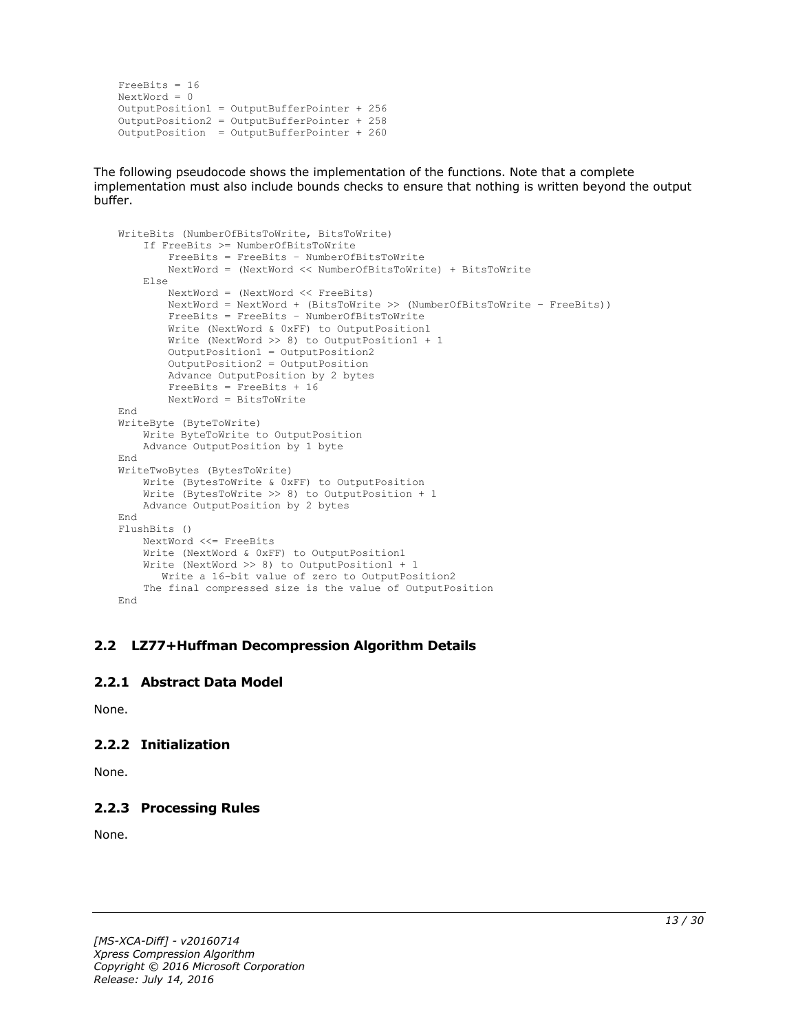```
FreeBits = 16
NextWord = 0
OutputPosition1 = OutputBufferPointer + 256
OutputPosition2 = OutputBufferPointer + 258
OutputPosition  = OutputBufferPointer + 260
```

The following pseudocode shows the implementation of the functions. Note that a complete implementation must also include bounds checks to ensure that nothing is written beyond the output buffer.

```
WriteBits (NumberOfBitsToWrite, BitsToWrite)
    If FreeBits >= NumberOfBitsToWrite
        FreeBits = FreeBits – NumberOfBitsToWrite
        NextWord = (NextWord << NumberOfBitsToWrite) + BitsToWrite
    Else
        NextWord = (NextWord << FreeBits)
        NextWord = NextWord + (BitsToWrite >> (NumberOfBitsToWrite – FreeBits))
        FreeBits = FreeBits – NumberOfBitsToWrite
        Write (NextWord & 0xFF) to OutputPosition1
        Write (NextWord >> 8) to OutputPosition1 + 1
        OutputPosition1 = OutputPosition2
        OutputPosition2 = OutputPosition
        Advance OutputPosition by 2 bytes
        FreeBits = FreeBits + 16
        NextWord = BitsToWrite
End
WriteByte (ByteToWrite)
    Write ByteToWrite to OutputPosition
    Advance OutputPosition by 1 byte
End
WriteTwoBytes (BytesToWrite)
    Write (BytesToWrite & 0xFF) to OutputPosition
    Write (BytesToWrite >> 8) to OutputPosition + 1
    Advance OutputPosition by 2 bytes
End
FlushBits ()
    NextWord <<= FreeBits
    Write (NextWord & 0xFF) to OutputPosition1
    Write (NextWord >> 8) to OutputPosition1 + 1
       Write a 16-bit value of zero to OutputPosition2
    The final compressed size is the value of OutputPosition
End
```

## 2.2 LZ77+Huffman Decompression Algorithm Details

### 2.2.1 Abstract Data Model

None.

### 2.2.2 Initialization

None.

### 2.2.3 Processing Rules

None.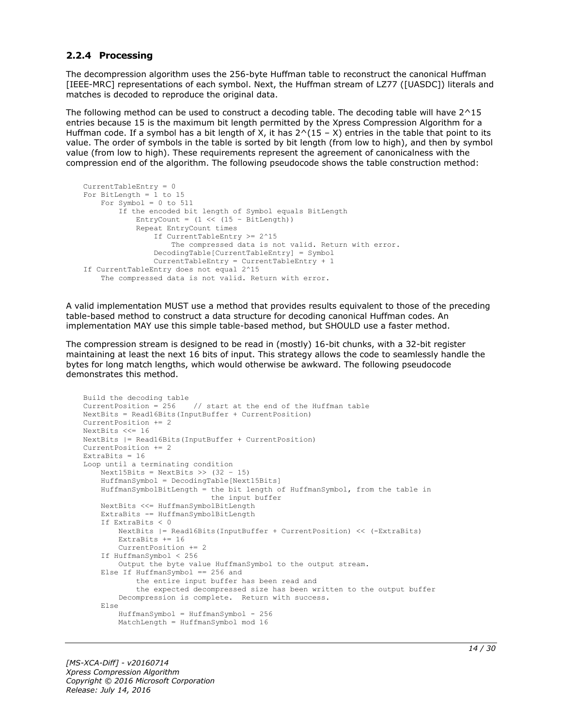### 2.2.4 Processing

The decompression algorithm uses the 256-byte Huffman table to reconstruct the canonical Huffman [IEEE-MRC] representations of each symbol. Next, the Huffman stream of LZ77 ([UASDC]) literals and matches is decoded to reproduce the original data.

The following method can be used to construct a decoding table. The decoding table will have 2^15 entries because 15 is the maximum bit length permitted by the Xpress Compression Algorithm for a Huffman code. If a symbol has a bit length of X, it has 2^(15 – X) entries in the table that point to its value. The order of symbols in the table is sorted by bit length (from low to high), and then by symbol value (from low to high). These requirements represent the agreement of canonicalness with the compression end of the algorithm. The following pseudocode shows the table construction method:

```
CurrentTableEntry = 0
For BitLength = 1 to 15
    For Symbol = 0 to 511
        If the encoded bit length of Symbol equals BitLength
            EntryCount = (1 << (15 – BitLength))
            Repeat EntryCount times
                If CurrentTableEntry >= 2^15
                    The compressed data is not valid. Return with error.
                DecodingTable[CurrentTableEntry] = Symbol
                CurrentTableEntry = CurrentTableEntry + 1
If CurrentTableEntry does not equal 2^15
    The compressed data is not valid. Return with error.
```

A valid implementation MUST use a method that provides results equivalent to those of the preceding table-based method to construct a data structure for decoding canonical Huffman codes. An implementation MAY use this simple table-based method, but SHOULD use a faster method.

The compression stream is designed to be read in (mostly) 16-bit chunks, with a 32-bit register maintaining at least the next 16 bits of input. This strategy allows the code to seamlessly handle the bytes for long match lengths, which would otherwise be awkward. The following pseudocode demonstrates this method.

```
Build the decoding table
CurrentPosition = 256    // start at the end of the Huffman table
NextBits = Read16Bits(InputBuffer + CurrentPosition)
CurrentPosition += 2
NextBits <<= 16
NextBits |= Read16Bits(InputBuffer + CurrentPosition)
CurrentPosition += 2
ExtraBits = 16
Loop until a terminating condition
    Next15Bits = NextBits >> (32 – 15)
    HuffmanSymbol = DecodingTable[Next15Bits]
    HuffmanSymbolBitLength = the bit length of HuffmanSymbol, from the table in
                             the input buffer
    NextBits <<= HuffmanSymbolBitLength
    ExtraBits -= HuffmanSymbolBitLength
    If ExtraBits < 0
        NextBits |= Read16Bits(InputBuffer + CurrentPosition) << (-ExtraBits)
        ExtraBits += 16
        CurrentPosition += 2
    If HuffmanSymbol < 256
        Output the byte value HuffmanSymbol to the output stream.
    Else If HuffmanSymbol == 256 and
            the entire input buffer has been read and
            the expected decompressed size has been written to the output buffer
        Decompression is complete.  Return with success.
    Else
        HuffmanSymbol = HuffmanSymbol - 256
        MatchLength = HuffmanSymbol mod 16
```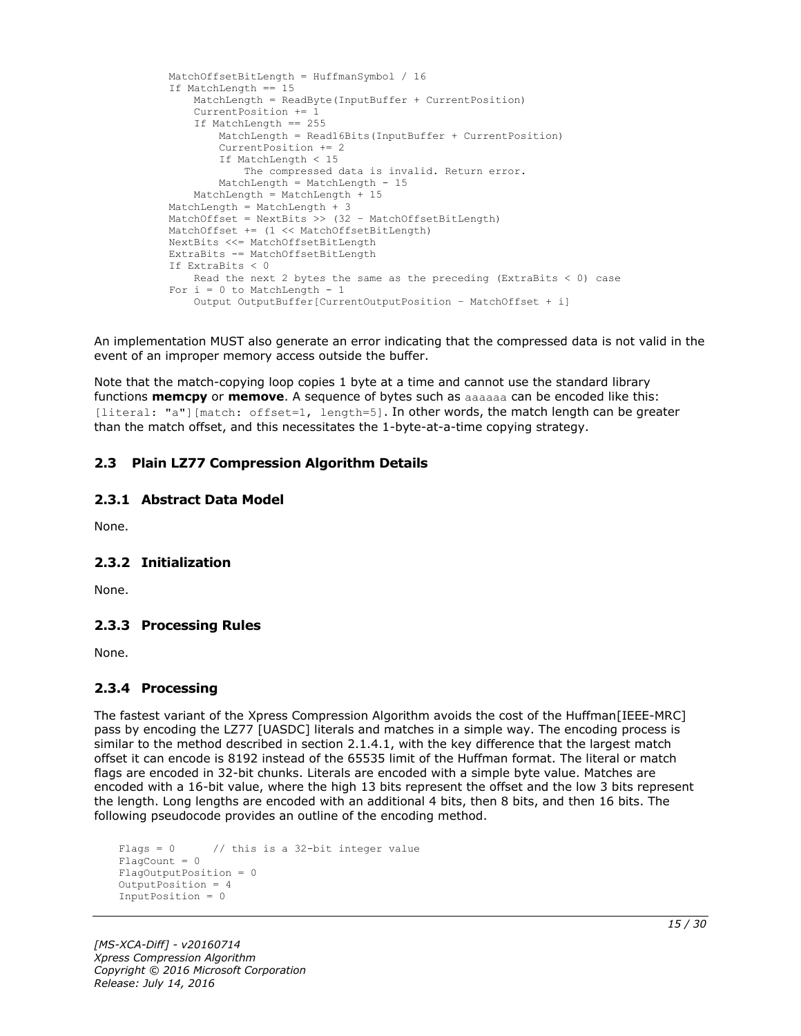```
MatchOffsetBitLength = HuffmanSymbol / 16
If MatchLength == 15
    MatchLength = ReadByte(InputBuffer + CurrentPosition)
    CurrentPosition += 1
    If MatchLength == 255
        MatchLength = Read16Bits(InputBuffer + CurrentPosition)
        CurrentPosition += 2
        If MatchLength < 15
            The compressed data is invalid. Return error.
        MatchLength = MatchLength - 15
    MatchLength = MatchLength + 15
MatchLength = MatchLength + 3
MatchOffset = NextBits >> (32 - MatchOffsetBitLength)
MatchOffset += (1 << MatchOffsetBitLength)
NextBits <<= MatchOffsetBitLength
ExtraBits -= MatchOffsetBitLength
If ExtraBits < 0
    Read the next 2 bytes the same as the preceding (ExtraBits < 0) case
For i = 0 to MatchLength - 1
    Output OutputBuffer[CurrentOutputPosition - MatchOffset + i]
```

An implementation MUST also generate an error indicating that the compressed data is not valid in the event of an improper memory access outside the buffer.

Note that the match-copying loop copies 1 byte at a time and cannot use the standard library functions **memcpy** or **memove**. A sequence of bytes such as `aaaaaa` can be encoded like this: `[literal: "a"][match: offset=1, length=5]`. In other words, the match length can be greater than the match offset, and this necessitates the 1-byte-at-a-time copying strategy.

## 2.3 Plain LZ77 Compression Algorithm Details

### 2.3.1 Abstract Data Model

None.

### 2.3.2 Initialization

None.

### 2.3.3 Processing Rules

None.

### 2.3.4 Processing

The fastest variant of the Xpress Compression Algorithm avoids the cost of the Huffman[IEEE-MRC] pass by encoding the LZ77 [UASDC] literals and matches in a simple way. The encoding process is similar to the method described in section 2.1.4.1, with the key difference that the largest match offset it can encode is 8192 instead of the 65535 limit of the Huffman format. The literal or match flags are encoded in 32-bit chunks. Literals are encoded with a simple byte value. Matches are encoded with a 16-bit value, where the high 13 bits represent the offset and the low 3 bits represent the length. Long lengths are encoded with an additional 4 bits, then 8 bits, and then 16 bits. The following pseudocode provides an outline of the encoding method.

```
Flags = 0      // this is a 32-bit integer value
FlagCount = 0
FlagOutputPosition = 0
OutputPosition = 4
InputPosition = 0
```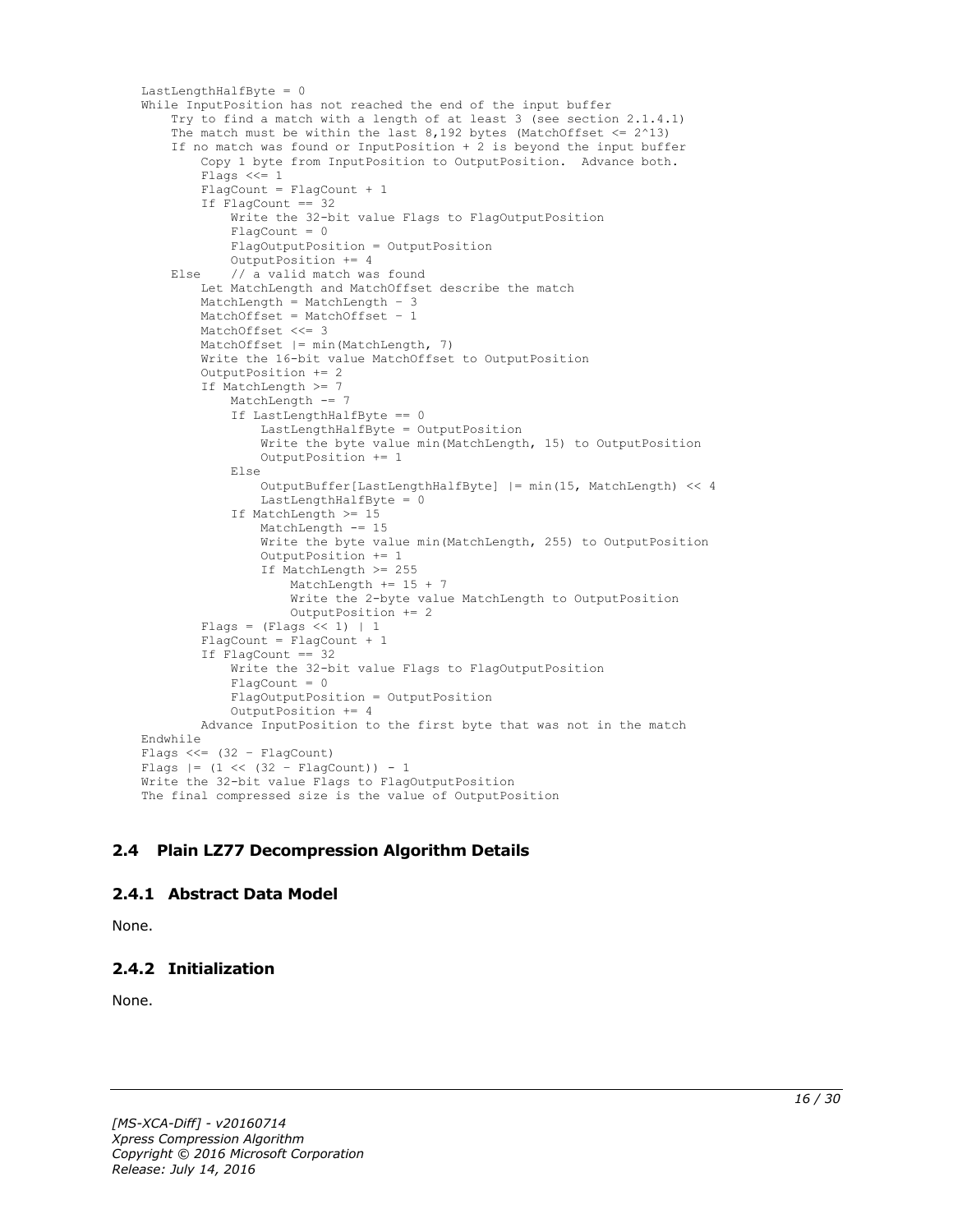```
LastLengthHalfByte = 0
While InputPosition has not reached the end of the input buffer
    Try to find a match with a length of at least 3 (see section 2.1.4.1)
    The match must be within the last 8,192 bytes (MatchOffset <= 2^13)
    If no match was found or InputPosition + 2 is beyond the input buffer
        Copy 1 byte from InputPosition to OutputPosition.  Advance both.
        Flags <<= 1
        FlagCount = FlagCount + 1
        If FlagCount == 32
            Write the 32-bit value Flags to FlagOutputPosition
            FlagCount = 0
            FlagOutputPosition = OutputPosition
            OutputPosition += 4
    Else    // a valid match was found
        Let MatchLength and MatchOffset describe the match
        MatchLength = MatchLength - 3
        MatchOffset = MatchOffset - 1
        MatchOffset <<= 3
        MatchOffset |= min(MatchLength, 7)
        Write the 16-bit value MatchOffset to OutputPosition
        OutputPosition += 2
        If MatchLength >= 7
            MatchLength -= 7
            If LastLengthHalfByte == 0
                LastLengthHalfByte = OutputPosition
                Write the byte value min(MatchLength, 15) to OutputPosition
                OutputPosition += 1
            Else
                OutputBuffer[LastLengthHalfByte] |= min(15, MatchLength) << 4
                LastLengthHalfByte = 0
            If MatchLength >= 15
                MatchLength -= 15
                Write the byte value min(MatchLength, 255) to OutputPosition
                OutputPosition += 1
                If MatchLength >= 255
                    MatchLength += 15 + 7
                    Write the 2-byte value MatchLength to OutputPosition
                    OutputPosition += 2
        Flags = (Flags << 1) | 1
        FlagCount = FlagCount + 1
        If FlagCount == 32
            Write the 32-bit value Flags to FlagOutputPosition
            FlagCount = 0
            FlagOutputPosition = OutputPosition
            OutputPosition += 4
        Advance InputPosition to the first byte that was not in the match
Endwhile
Flags <<= (32 - FlagCount)
Flags |= (1 << (32 - FlagCount)) - 1
Write the 32-bit value Flags to FlagOutputPosition
The final compressed size is the value of OutputPosition
```

## 2.4 Plain LZ77 Decompression Algorithm Details

### 2.4.1 Abstract Data Model

None.

### 2.4.2 Initialization

None.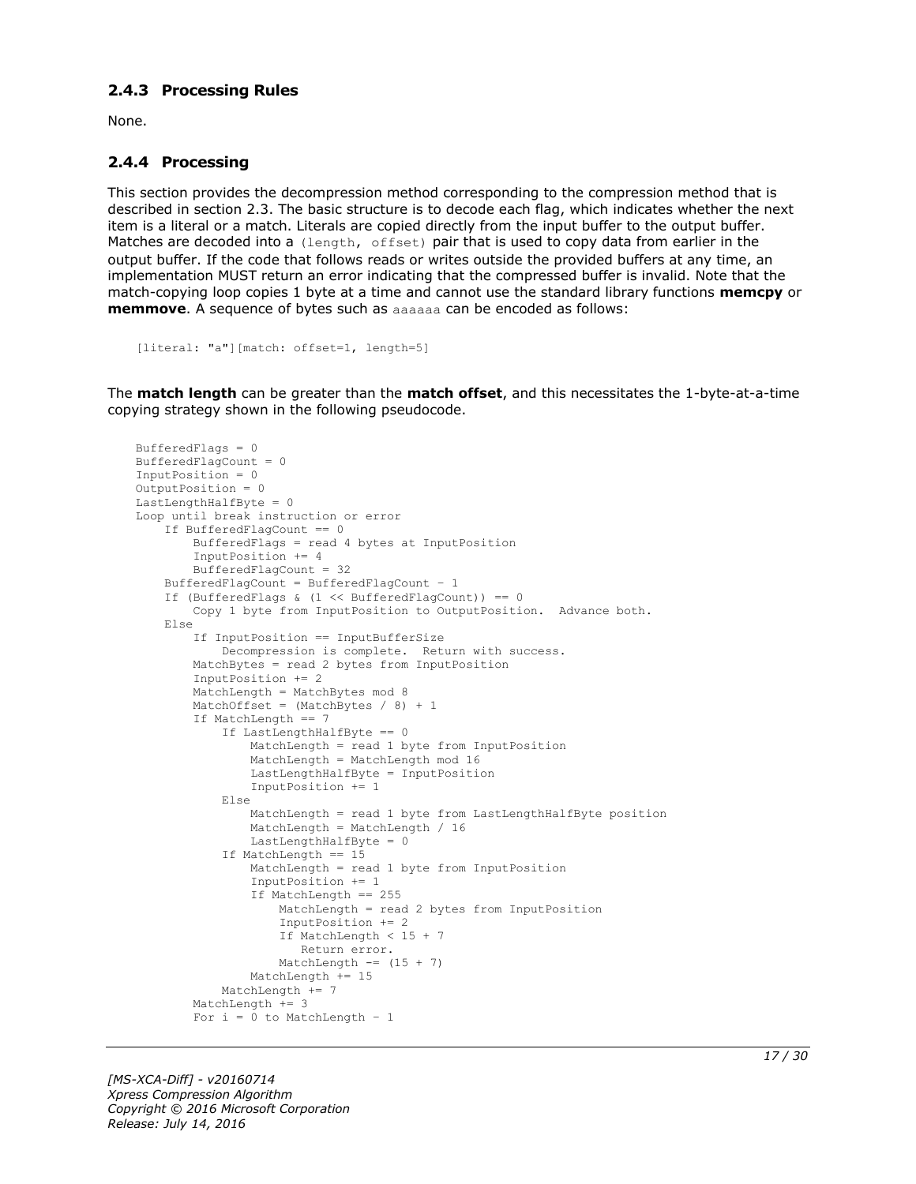### 2.4.3 Processing Rules

None.

### 2.4.4 Processing

This section provides the decompression method corresponding to the compression method that is described in section 2.3. The basic structure is to decode each flag, which indicates whether the next item is a literal or a match. Literals are copied directly from the input buffer to the output buffer. Matches are decoded into a `(length, offset)` pair that is used to copy data from earlier in the output buffer. If the code that follows reads or writes outside the provided buffers at any time, an implementation MUST return an error indicating that the compressed buffer is invalid. Note that the match-copying loop copies 1 byte at a time and cannot use the standard library functions **memcpy** or **memmove**. A sequence of bytes such as `aaaaaa` can be encoded as follows:

```
[literal: "a"][match: offset=1, length=5]
```

The **match length** can be greater than the **match offset**, and this necessitates the 1-byte-at-a-time copying strategy shown in the following pseudocode.

```
BufferedFlags = 0
BufferedFlagCount = 0
InputPosition = 0
OutputPosition = 0
LastLengthHalfByte = 0
Loop until break instruction or error
    If BufferedFlagCount == 0
        BufferedFlags = read 4 bytes at InputPosition
        InputPosition += 4
        BufferedFlagCount = 32
    BufferedFlagCount = BufferedFlagCount - 1
    If (BufferedFlags & (1 << BufferedFlagCount)) == 0
        Copy 1 byte from InputPosition to OutputPosition.  Advance both.
    Else
        If InputPosition == InputBufferSize
            Decompression is complete.  Return with success.
        MatchBytes = read 2 bytes from InputPosition
        InputPosition += 2
        MatchLength = MatchBytes mod 8
        MatchOffset = (MatchBytes / 8) + 1
        If MatchLength == 7
            If LastLengthHalfByte == 0
                MatchLength = read 1 byte from InputPosition
                MatchLength = MatchLength mod 16
                LastLengthHalfByte = InputPosition
                InputPosition += 1
            Else
                MatchLength = read 1 byte from LastLengthHalfByte position
                MatchLength = MatchLength / 16
                LastLengthHalfByte = 0
            If MatchLength == 15
                MatchLength = read 1 byte from InputPosition
                InputPosition += 1
                If MatchLength == 255
                    MatchLength = read 2 bytes from InputPosition
                    InputPosition += 2
                    If MatchLength < 15 + 7
                       Return error.
                    MatchLength -= (15 + 7)
                MatchLength += 15
            MatchLength += 7
        MatchLength += 3
        For i = 0 to MatchLength - 1
```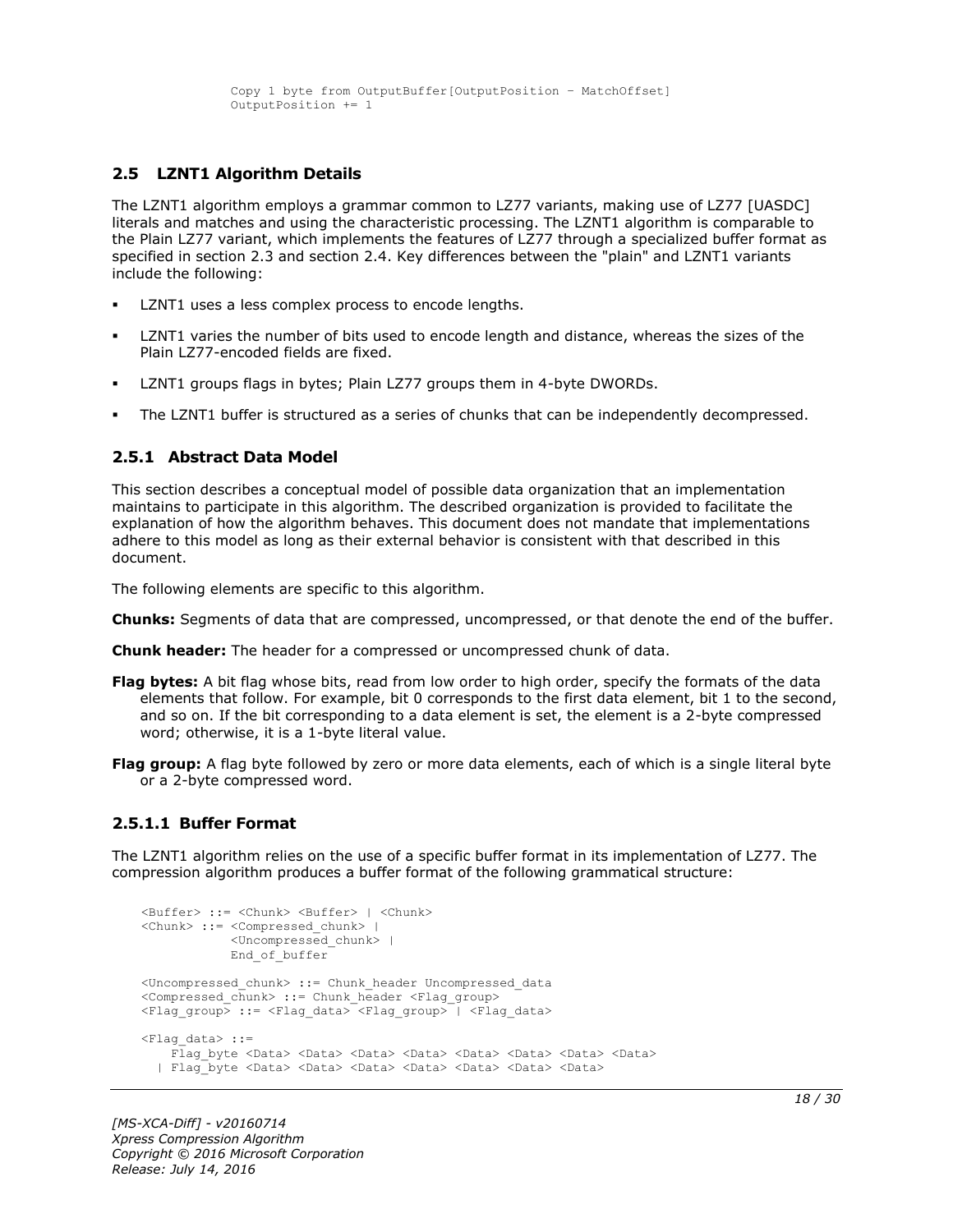```
            Copy 1 byte from OutputBuffer[OutputPosition - MatchOffset]
            OutputPosition += 1
```

## 2.5 LZNT1 Algorithm Details

The LZNT1 algorithm employs a grammar common to LZ77 variants, making use of LZ77 [UASDC] literals and matches and using the characteristic processing. The LZNT1 algorithm is comparable to the Plain LZ77 variant, which implements the features of LZ77 through a specialized buffer format as specified in section 2.3 and section 2.4. Key differences between the "plain" and LZNT1 variants include the following:

- LZNT1 uses a less complex process to encode lengths.
- LZNT1 varies the number of bits used to encode length and distance, whereas the sizes of the Plain LZ77-encoded fields are fixed.
- LZNT1 groups flags in bytes; Plain LZ77 groups them in 4-byte DWORDs.
- The LZNT1 buffer is structured as a series of chunks that can be independently decompressed.

### 2.5.1 Abstract Data Model

This section describes a conceptual model of possible data organization that an implementation maintains to participate in this algorithm. The described organization is provided to facilitate the explanation of how the algorithm behaves. This document does not mandate that implementations adhere to this model as long as their external behavior is consistent with that described in this document.

The following elements are specific to this algorithm.

**Chunks:** Segments of data that are compressed, uncompressed, or that denote the end of the buffer.

**Chunk header:** The header for a compressed or uncompressed chunk of data.

**Flag bytes:** A bit flag whose bits, read from low order to high order, specify the formats of the data elements that follow. For example, bit 0 corresponds to the first data element, bit 1 to the second, and so on. If the bit corresponding to a data element is set, the element is a 2-byte compressed word; otherwise, it is a 1-byte literal value.

**Flag group:** A flag byte followed by zero or more data elements, each of which is a single literal byte or a 2-byte compressed word.

#### 2.5.1.1 Buffer Format

The LZNT1 algorithm relies on the use of a specific buffer format in its implementation of LZ77. The compression algorithm produces a buffer format of the following grammatical structure:

```
<Buffer> ::= <Chunk> <Buffer> | <Chunk>
<Chunk> ::= <Compressed_chunk> |
            <Uncompressed_chunk> |
            End_of_buffer

<Uncompressed_chunk> ::= Chunk_header Uncompressed_data
<Compressed_chunk> ::= Chunk_header <Flag_group>
<Flag_group> ::= <Flag_data> <Flag_group> | <Flag_data>

<Flag_data> ::=
    Flag_byte <Data> <Data> <Data> <Data> <Data> <Data> <Data> <Data>
  | Flag_byte <Data> <Data> <Data> <Data> <Data> <Data> <Data>
```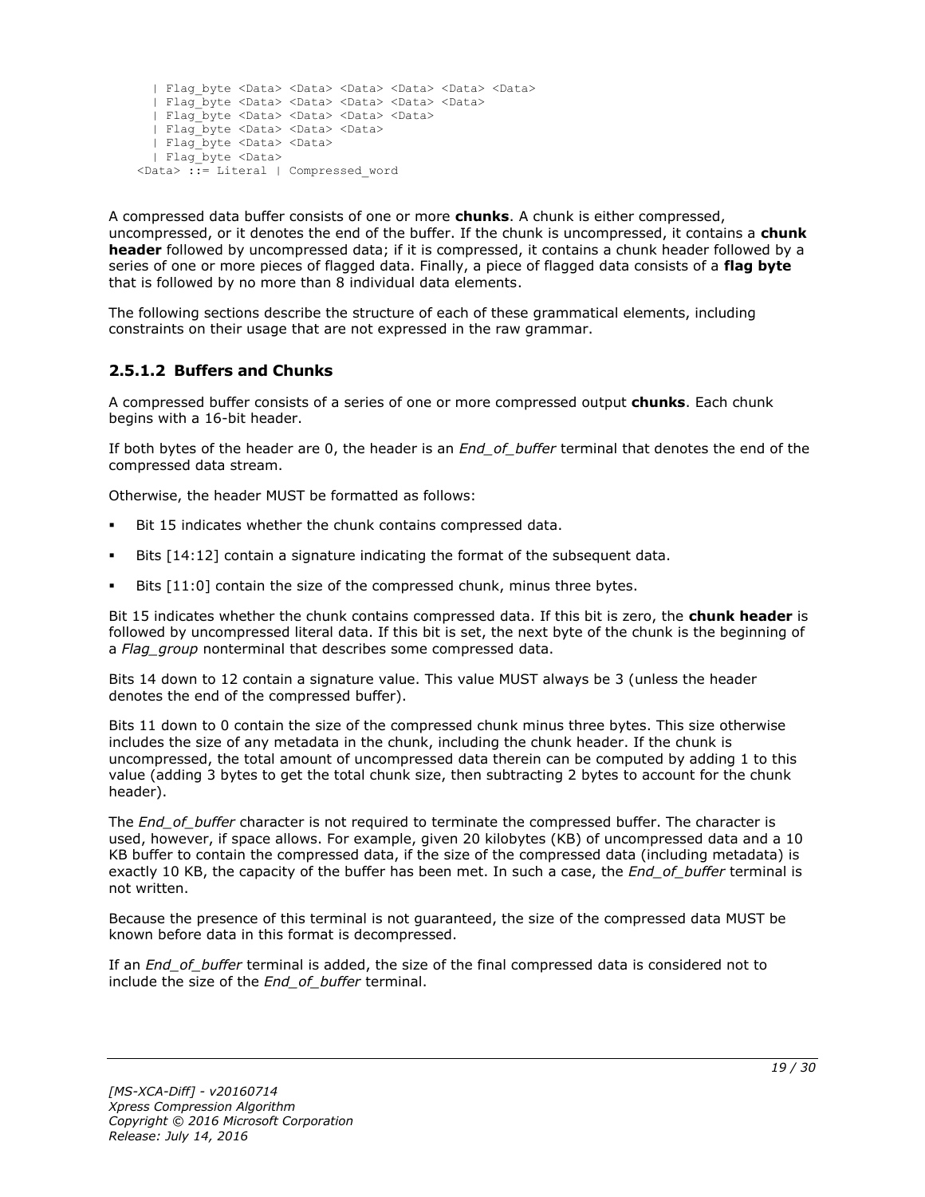```
    | Flag_byte <Data> <Data> <Data> <Data> <Data> <Data>
    | Flag_byte <Data> <Data> <Data> <Data> <Data>
    | Flag_byte <Data> <Data> <Data> <Data>
    | Flag_byte <Data> <Data> <Data>
    | Flag_byte <Data> <Data>
    | Flag_byte <Data>
  <Data> ::= Literal | Compressed_word
```

A compressed data buffer consists of one or more **chunks**. A chunk is either compressed, uncompressed, or it denotes the end of the buffer. If the chunk is uncompressed, it contains a **chunk header** followed by uncompressed data; if it is compressed, it contains a chunk header followed by a series of one or more pieces of flagged data. Finally, a piece of flagged data consists of a **flag byte** that is followed by no more than 8 individual data elements.

The following sections describe the structure of each of these grammatical elements, including constraints on their usage that are not expressed in the raw grammar.

### 2.5.1.2 Buffers and Chunks

A compressed buffer consists of a series of one or more compressed output **chunks**. Each chunk begins with a 16-bit header.

If both bytes of the header are 0, the header is an *End_of_buffer* terminal that denotes the end of the compressed data stream.

Otherwise, the header MUST be formatted as follows:

- Bit 15 indicates whether the chunk contains compressed data.
- Bits [14:12] contain a signature indicating the format of the subsequent data.
- Bits [11:0] contain the size of the compressed chunk, minus three bytes.

Bit 15 indicates whether the chunk contains compressed data. If this bit is zero, the **chunk header** is followed by uncompressed literal data. If this bit is set, the next byte of the chunk is the beginning of a *Flag_group* nonterminal that describes some compressed data.

Bits 14 down to 12 contain a signature value. This value MUST always be 3 (unless the header denotes the end of the compressed buffer).

Bits 11 down to 0 contain the size of the compressed chunk minus three bytes. This size otherwise includes the size of any metadata in the chunk, including the chunk header. If the chunk is uncompressed, the total amount of uncompressed data therein can be computed by adding 1 to this value (adding 3 bytes to get the total chunk size, then subtracting 2 bytes to account for the chunk header).

The *End_of_buffer* character is not required to terminate the compressed buffer. The character is used, however, if space allows. For example, given 20 kilobytes (KB) of uncompressed data and a 10 KB buffer to contain the compressed data, if the size of the compressed data (including metadata) is exactly 10 KB, the capacity of the buffer has been met. In such a case, the *End_of_buffer* terminal is not written.

Because the presence of this terminal is not guaranteed, the size of the compressed data MUST be known before data in this format is decompressed.

If an *End_of_buffer* terminal is added, the size of the final compressed data is considered not to include the size of the *End_of_buffer* terminal.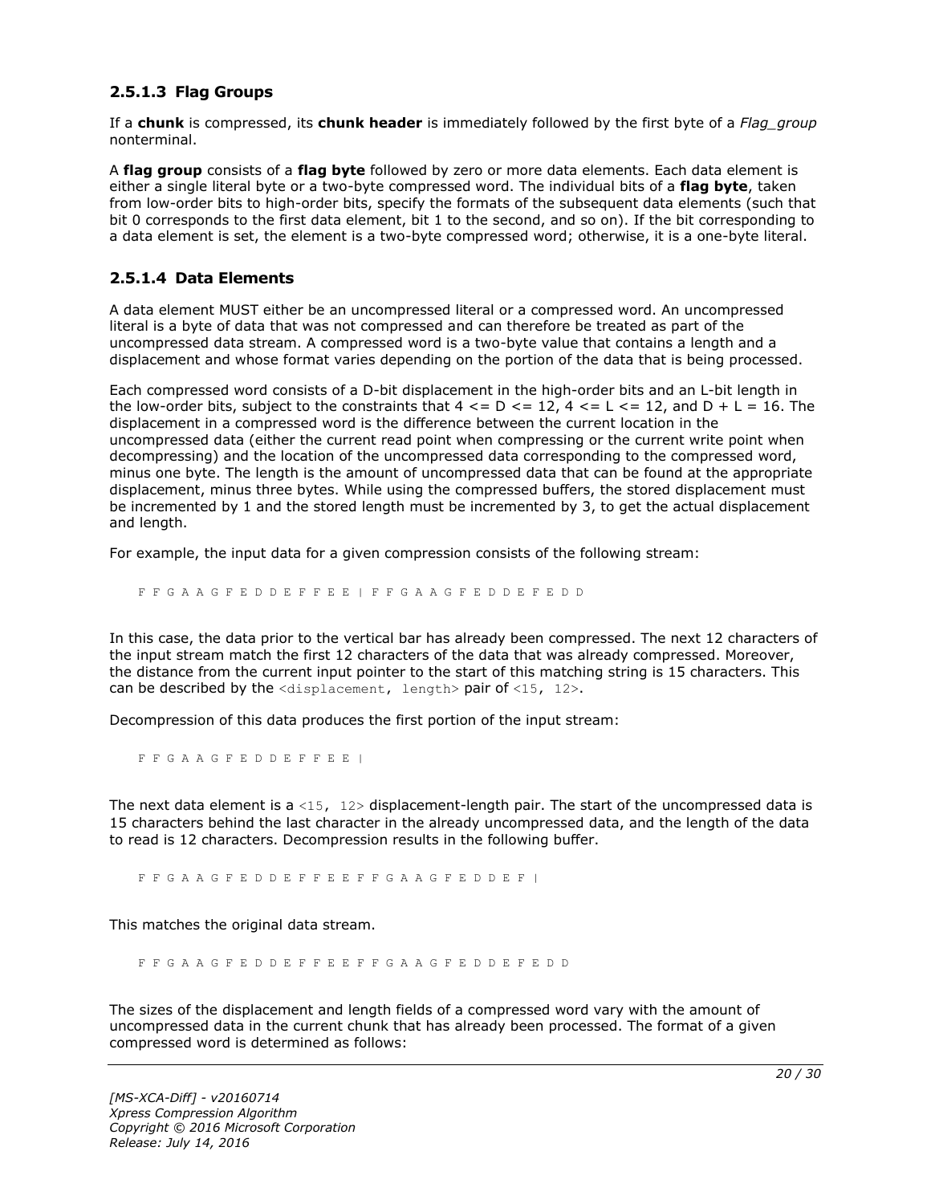### 2.5.1.3 Flag Groups

If a **chunk** is compressed, its **chunk header** is immediately followed by the first byte of a *Flag_group* nonterminal.

A **flag group** consists of a **flag byte** followed by zero or more data elements. Each data element is either a single literal byte or a two-byte compressed word. The individual bits of a **flag byte**, taken from low-order bits to high-order bits, specify the formats of the subsequent data elements (such that bit 0 corresponds to the first data element, bit 1 to the second, and so on). If the bit corresponding to a data element is set, the element is a two-byte compressed word; otherwise, it is a one-byte literal.

### 2.5.1.4 Data Elements

A data element MUST either be an uncompressed literal or a compressed word. An uncompressed literal is a byte of data that was not compressed and can therefore be treated as part of the uncompressed data stream. A compressed word is a two-byte value that contains a length and a displacement and whose format varies depending on the portion of the data that is being processed.

Each compressed word consists of a D-bit displacement in the high-order bits and an L-bit length in the low-order bits, subject to the constraints that 4 <= D <= 12, 4 <= L <= 12, and D + L = 16. The displacement in a compressed word is the difference between the current location in the uncompressed data (either the current read point when compressing or the current write point when decompressing) and the location of the uncompressed data corresponding to the compressed word, minus one byte. The length is the amount of uncompressed data that can be found at the appropriate displacement, minus three bytes. While using the compressed buffers, the stored displacement must be incremented by 1 and the stored length must be incremented by 3, to get the actual displacement and length.

For example, the input data for a given compression consists of the following stream:

```
F F G A A G F E D D E F F E E | F F G A A G F E D D E F E D D
```

In this case, the data prior to the vertical bar has already been compressed. The next 12 characters of the input stream match the first 12 characters of the data that was already compressed. Moreover, the distance from the current input pointer to the start of this matching string is 15 characters. This can be described by the `<displacement, length>` pair of `<15, 12>`.

Decompression of this data produces the first portion of the input stream:

```
F F G A A G F E D D E F F E E |
```

The next data element is a `<15, 12>` displacement-length pair. The start of the uncompressed data is 15 characters behind the last character in the already uncompressed data, and the length of the data to read is 12 characters. Decompression results in the following buffer.

```
F F G A A G F E D D E F F E E F F G A A G F E D D E F |
```

This matches the original data stream.

```
F F G A A G F E D D E F F E E F F G A A G F E D D E F E D D
```

The sizes of the displacement and length fields of a compressed word vary with the amount of uncompressed data in the current chunk that has already been processed. The format of a given compressed word is determined as follows: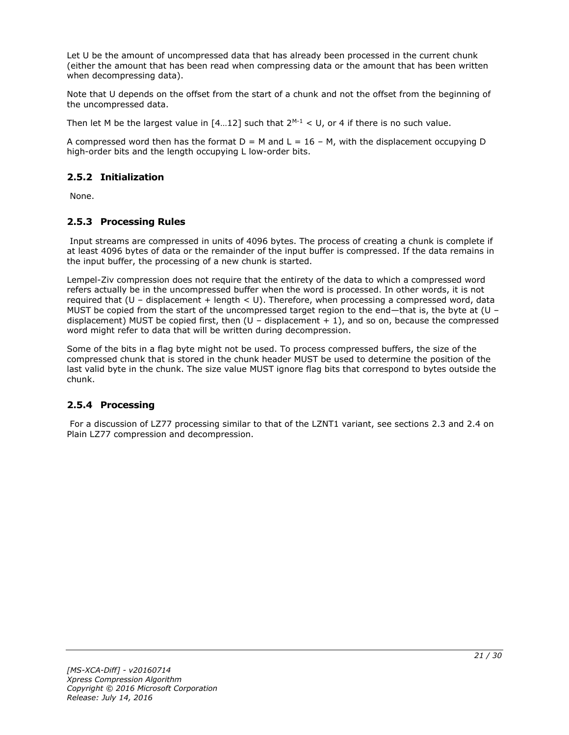Let U be the amount of uncompressed data that has already been processed in the current chunk (either the amount that has been read when compressing data or the amount that has been written when decompressing data).

Note that U depends on the offset from the start of a chunk and not the offset from the beginning of the uncompressed data.

Then let M be the largest value in [4…12] such that $2^{M-1} < U$, or 4 if there is no such value.

A compressed word then has the format D = M and L = 16 – M, with the displacement occupying D high-order bits and the length occupying L low-order bits.

### 2.5.2 Initialization

None.

### 2.5.3 Processing Rules

Input streams are compressed in units of 4096 bytes. The process of creating a chunk is complete if at least 4096 bytes of data or the remainder of the input buffer is compressed. If the data remains in the input buffer, the processing of a new chunk is started.

Lempel-Ziv compression does not require that the entirety of the data to which a compressed word refers actually be in the uncompressed buffer when the word is processed. In other words, it is not required that (U – displacement + length < U). Therefore, when processing a compressed word, data MUST be copied from the start of the uncompressed target region to the end—that is, the byte at (U – displacement) MUST be copied first, then (U – displacement + 1), and so on, because the compressed word might refer to data that will be written during decompression.

Some of the bits in a flag byte might not be used. To process compressed buffers, the size of the compressed chunk that is stored in the chunk header MUST be used to determine the position of the last valid byte in the chunk. The size value MUST ignore flag bits that correspond to bytes outside the chunk.

### 2.5.4 Processing

For a discussion of LZ77 processing similar to that of the LZNT1 variant, see sections 2.3 and 2.4 on Plain LZ77 compression and decompression.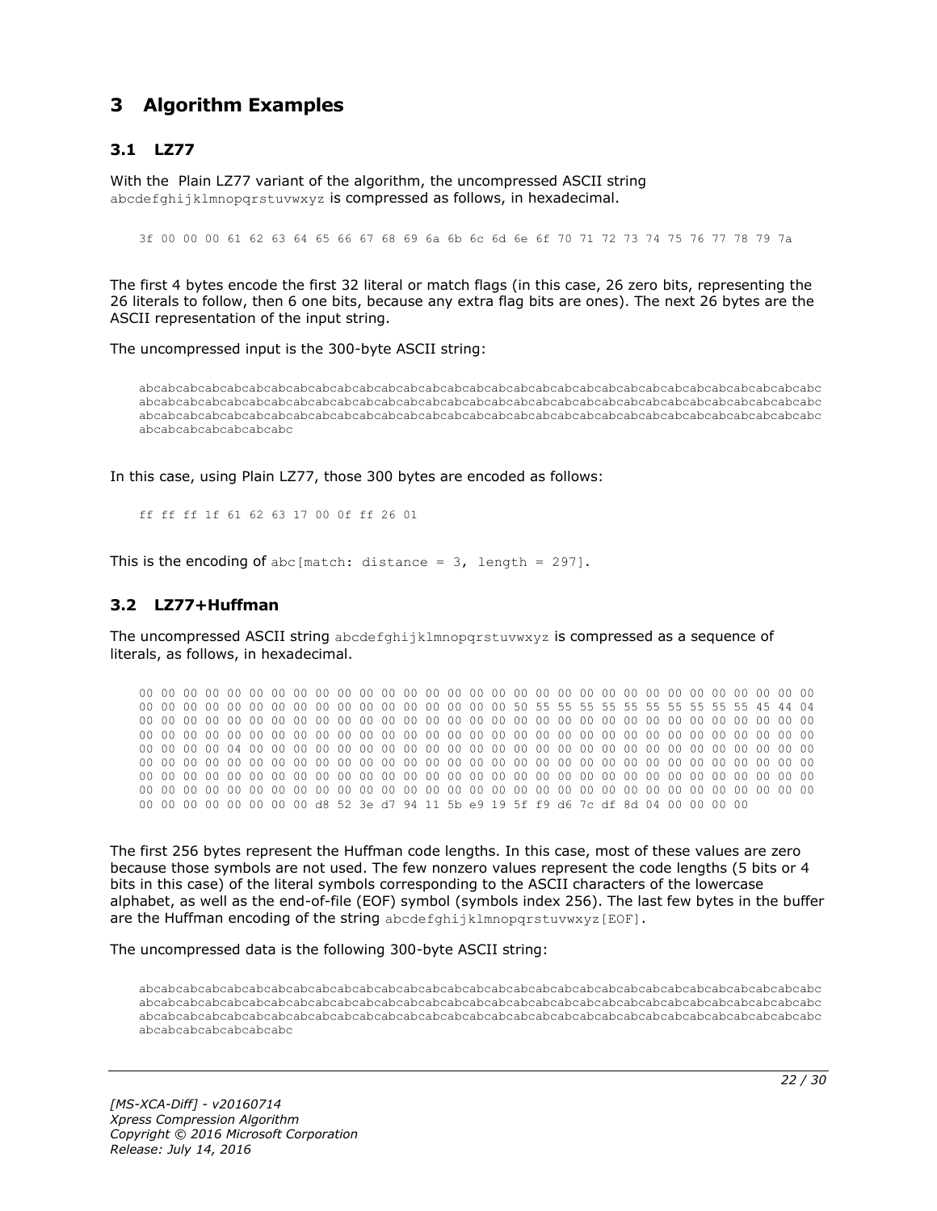# 3 Algorithm Examples

## 3.1 LZ77

With the Plain LZ77 variant of the algorithm, the uncompressed ASCII string `abcdefghijklmnopqrstuvwxyz` is compressed as follows, in hexadecimal.

```
3f 00 00 00 61 62 63 64 65 66 67 68 69 6a 6b 6c 6d 6e 6f 70 71 72 73 74 75 76 77 78 79 7a
```

The first 4 bytes encode the first 32 literal or match flags (in this case, 26 zero bits, representing the 26 literals to follow, then 6 one bits, because any extra flag bits are ones). The next 26 bytes are the ASCII representation of the input string.

The uncompressed input is the 300-byte ASCII string:

```
abcabcabcabcabcabcabcabcabcabcabcabcabcabcabcabcabcabcabcabcabcabcabcabcabcabcabcabcabcabcabcabcabcabc
abcabcabcabcabcabcabcabcabcabcabcabcabcabcabcabcabcabcabcabcabcabcabcabcabcabcabcabcabcabcabcabcabcabc
abcabcabcabcabcabcabcabcabcabcabcabcabcabcabcabcabcabcabcabcabcabcabcabcabcabcabcabcabcabcabcabcabcabc
abcabcabcabcabcabcabc
```

In this case, using Plain LZ77, those 300 bytes are encoded as follows:

```
ff ff ff 1f 61 62 63 17 00 0f ff 26 01
```

This is the encoding of `abc[match: distance = 3, length = 297]`.

## 3.2 LZ77+Huffman

The uncompressed ASCII string `abcdefghijklmnopqrstuvwxyz` is compressed as a sequence of literals, as follows, in hexadecimal.

```
00 00 00 00 00 00 00 00 00 00 00 00 00 00 00 00 00 00 00 00 00 00 00 00 00 00 00 00 00 00 00 00
00 00 00 00 00 00 00 00 00 00 00 00 00 00 00 00 50 55 55 55 55 55 55 55 55 55 55 45 44 04
00 00 00 00 00 00 00 00 00 00 00 00 00 00 00 00 00 00 00 00 00 00 00 00 00 00 00 00 00 00 00 00
00 00 00 00 00 00 00 00 00 00 00 00 00 00 00 00 00 00 00 00 00 00 00 00 00 00 00 00 00 00 00 00
00 00 00 00 04 00 00 00 00 00 00 00 00 00 00 00 00 00 00 00 00 00 00 00 00 00 00 00 00 00 00 00
00 00 00 00 00 00 00 00 00 00 00 00 00 00 00 00 00 00 00 00 00 00 00 00 00 00 00 00 00 00 00 00
00 00 00 00 00 00 00 00 00 00 00 00 00 00 00 00 00 00 00 00 00 00 00 00 00 00 00 00 00 00 00 00
00 00 00 00 00 00 00 00 00 00 00 00 00 00 00 00 00 00 00 00 00 00 00 00 00 00 00 00 00 00 00 00
00 00 00 00 00 00 00 00 d8 52 3e d7 94 11 5b e9 19 5f f9 d6 7c df 8d 04 00 00 00 00
```

The first 256 bytes represent the Huffman code lengths. In this case, most of these values are zero because those symbols are not used. The few nonzero values represent the code lengths (5 bits or 4 bits in this case) of the literal symbols corresponding to the ASCII characters of the lowercase alphabet, as well as the end-of-file (EOF) symbol (symbols index 256). The last few bytes in the buffer are the Huffman encoding of the string `abcdefghijklmnopqrstuvwxyz[EOF]`.

The uncompressed data is the following 300-byte ASCII string:

```
abcabcabcabcabcabcabcabcabcabcabcabcabcabcabcabcabcabcabcabcabcabcabcabcabcabcabcabcabcabcabcabcabcabc
abcabcabcabcabcabcabcabcabcabcabcabcabcabcabcabcabcabcabcabcabcabcabcabcabcabcabcabcabcabcabcabcabcabc
abcabcabcabcabcabcabcabcabcabcabcabcabcabcabcabcabcabcabcabcabcabcabcabcabcabcabcabcabcabcabcabcabcabc
abcabcabcabcabcabcabc
```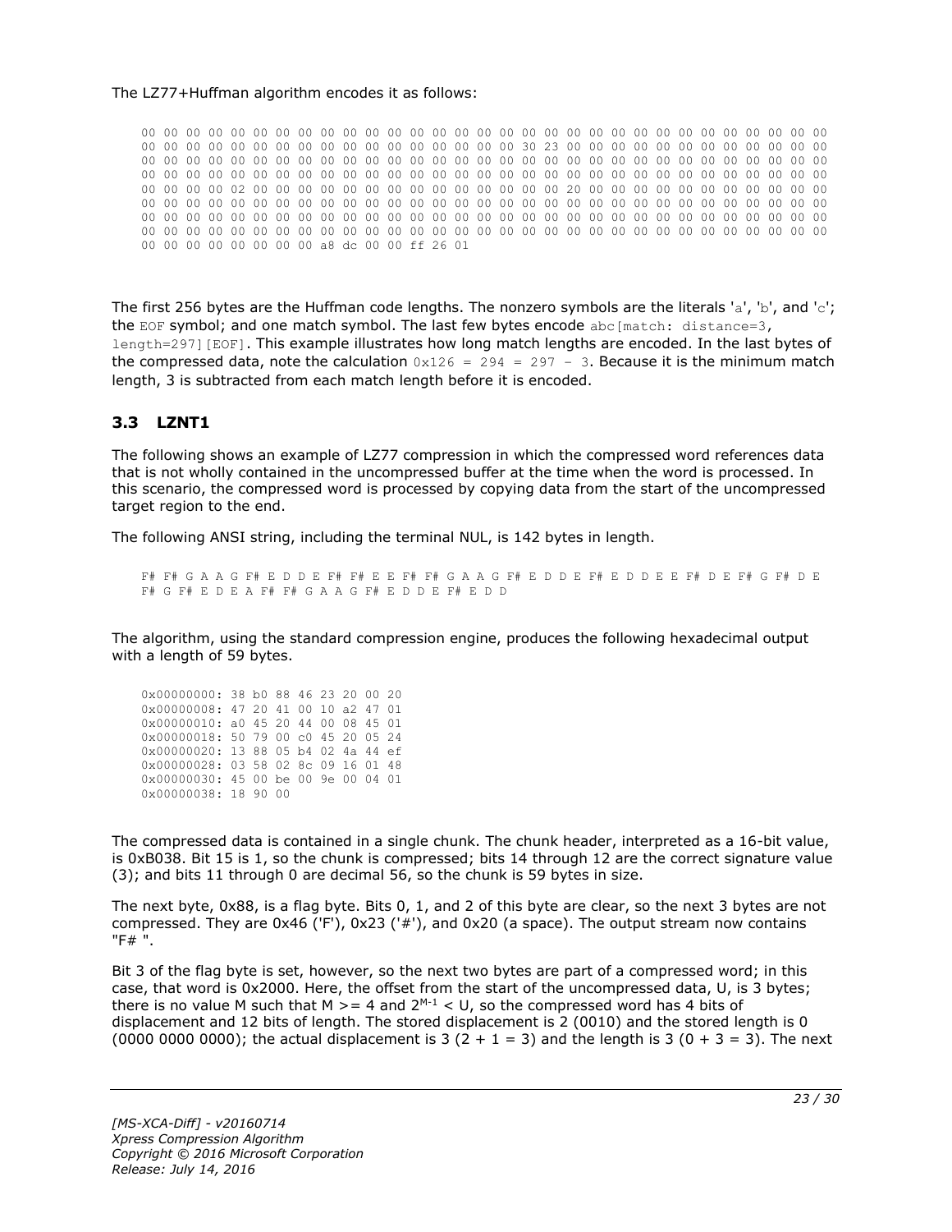The LZ77+Huffman algorithm encodes it as follows:

```
00 00 00 00 00 00 00 00 00 00 00 00 00 00 00 00 00 00 00 00 00 00 00 00 00 00 00 00 00 00 00 00
00 00 00 00 00 00 00 00 00 00 00 00 00 00 00 00 30 23 00 00 00 00 00 00 00 00 00 00 00 00 00 00
00 00 00 00 00 00 00 00 00 00 00 00 00 00 00 00 00 00 00 00 00 00 00 00 00 00 00 00 00 00 00 00
00 00 00 00 00 00 00 00 00 00 00 00 00 00 00 00 00 00 00 00 00 00 00 00 00 00 00 00 00 00 00 00
00 00 00 00 02 00 00 00 00 00 00 00 00 00 00 00 00 00 00 00 20 00 00 00 00 00 00 00 00 00 00 00
00 00 00 00 00 00 00 00 00 00 00 00 00 00 00 00 00 00 00 00 00 00 00 00 00 00 00 00 00 00 00 00
00 00 00 00 00 00 00 00 00 00 00 00 00 00 00 00 00 00 00 00 00 00 00 00 00 00 00 00 00 00 00 00
00 00 00 00 00 00 00 00 00 00 00 00 00 00 00 00 00 00 00 00 00 00 00 00 00 00 00 00 00 00 00 00
00 00 00 00 00 00 00 00 a8 dc 00 00 ff 26 01
```

The first 256 bytes are the Huffman code lengths. The nonzero symbols are the literals 'a', 'b', and 'c'; the EOF symbol; and one match symbol. The last few bytes encode abc[match: distance=3, length=297][EOF]. This example illustrates how long match lengths are encoded. In the last bytes of the compressed data, note the calculation 0x126 = 294 = 297 - 3. Because it is the minimum match length, 3 is subtracted from each match length before it is encoded.

## 3.3 LZNT1

The following shows an example of LZ77 compression in which the compressed word references data that is not wholly contained in the uncompressed buffer at the time when the word is processed. In this scenario, the compressed word is processed by copying data from the start of the uncompressed target region to the end.

The following ANSI string, including the terminal NUL, is 142 bytes in length.

```
F# F# G A A G F# E D D E F# F# E E F# F# G A A G F# E D D E F# E D D E E F# D E F# G F# D E
F# G F# E D E A F# F# G A A G F# E D D E F# E D D
```

The algorithm, using the standard compression engine, produces the following hexadecimal output with a length of 59 bytes.

```
0x00000000: 38 b0 88 46 23 20 00 20
0x00000008: 47 20 41 00 10 a2 47 01
0x00000010: a0 45 20 44 00 08 45 01
0x00000018: 50 79 00 c0 45 20 05 24
0x00000020: 13 88 05 b4 02 4a 44 ef
0x00000028: 03 58 02 8c 09 16 01 48
0x00000030: 45 00 be 00 9e 00 04 01
0x00000038: 18 90 00
```

The compressed data is contained in a single chunk. The chunk header, interpreted as a 16-bit value, is 0xB038. Bit 15 is 1, so the chunk is compressed; bits 14 through 12 are the correct signature value (3); and bits 11 through 0 are decimal 56, so the chunk is 59 bytes in size.

The next byte, 0x88, is a flag byte. Bits 0, 1, and 2 of this byte are clear, so the next 3 bytes are not compressed. They are 0x46 ('F'), 0x23 ('#'), and 0x20 (a space). The output stream now contains "F# ".

Bit 3 of the flag byte is set, however, so the next two bytes are part of a compressed word; in this case, that word is 0x2000. Here, the offset from the start of the uncompressed data, U, is 3 bytes; there is no value M such that M >= 4 and $2^{M-1}$ < U, so the compressed word has 4 bits of displacement and 12 bits of length. The stored displacement is 2 (0010) and the stored length is 0 (0000 0000 0000); the actual displacement is 3 (2 + 1 = 3) and the length is 3 (0 + 3 = 3). The next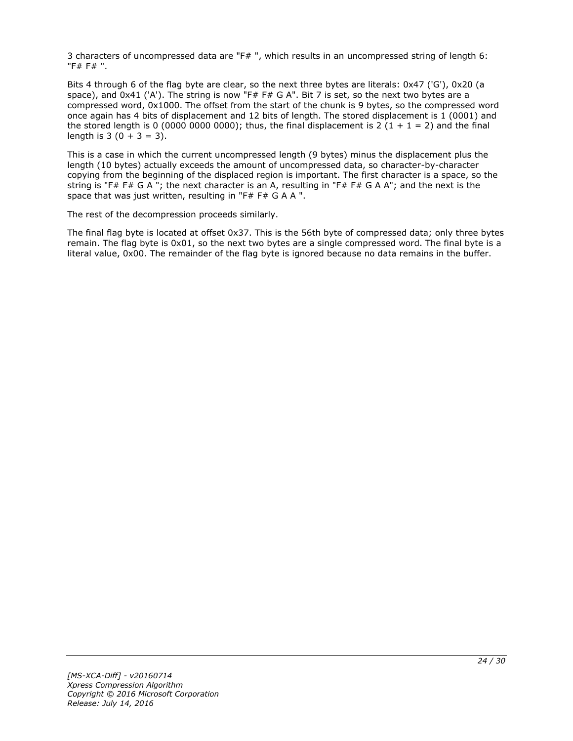3 characters of uncompressed data are "F# ", which results in an uncompressed string of length 6: "F# F# ".

Bits 4 through 6 of the flag byte are clear, so the next three bytes are literals: 0x47 ('G'), 0x20 (a space), and 0x41 ('A'). The string is now "F# F# G A". Bit 7 is set, so the next two bytes are a compressed word, 0x1000. The offset from the start of the chunk is 9 bytes, so the compressed word once again has 4 bits of displacement and 12 bits of length. The stored displacement is 1 (0001) and the stored length is 0 (0000 0000 0000); thus, the final displacement is 2 (1 + 1 = 2) and the final length is 3 (0 + 3 = 3).

This is a case in which the current uncompressed length (9 bytes) minus the displacement plus the length (10 bytes) actually exceeds the amount of uncompressed data, so character-by-character copying from the beginning of the displaced region is important. The first character is a space, so the string is "F# F# G A "; the next character is an A, resulting in "F# F# G A A"; and the next is the space that was just written, resulting in "F# F# G A A ".

The rest of the decompression proceeds similarly.

The final flag byte is located at offset 0x37. This is the 56th byte of compressed data; only three bytes remain. The flag byte is 0x01, so the next two bytes are a single compressed word. The final byte is a literal value, 0x00. The remainder of the flag byte is ignored because no data remains in the buffer.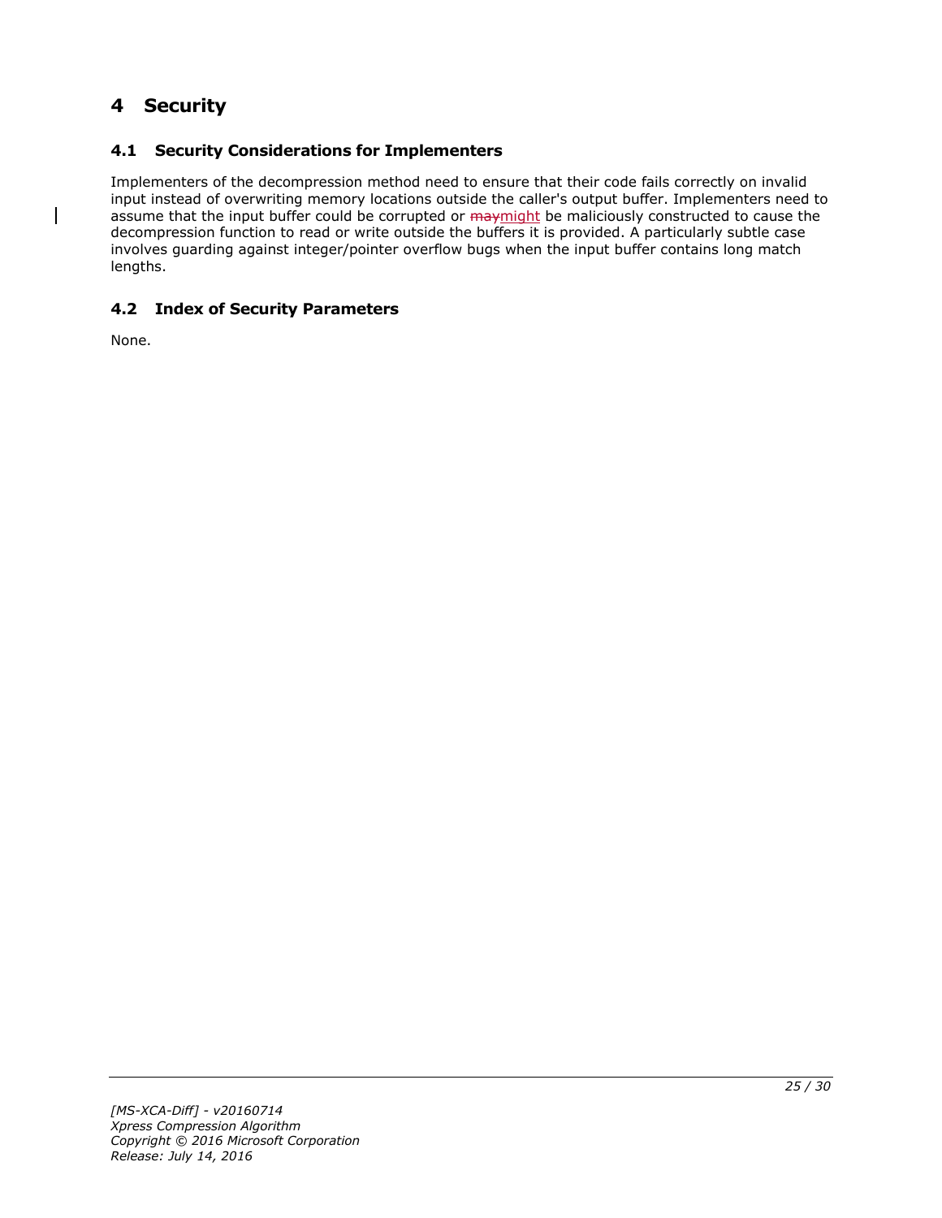# 4 Security

## 4.1 Security Considerations for Implementers

Implementers of the decompression method need to ensure that their code fails correctly on invalid input instead of overwriting memory locations outside the caller's output buffer. Implementers need to assume that the input buffer could be corrupted or ~~may~~might be maliciously constructed to cause the decompression function to read or write outside the buffers it is provided. A particularly subtle case involves guarding against integer/pointer overflow bugs when the input buffer contains long match lengths.

## 4.2 Index of Security Parameters

None.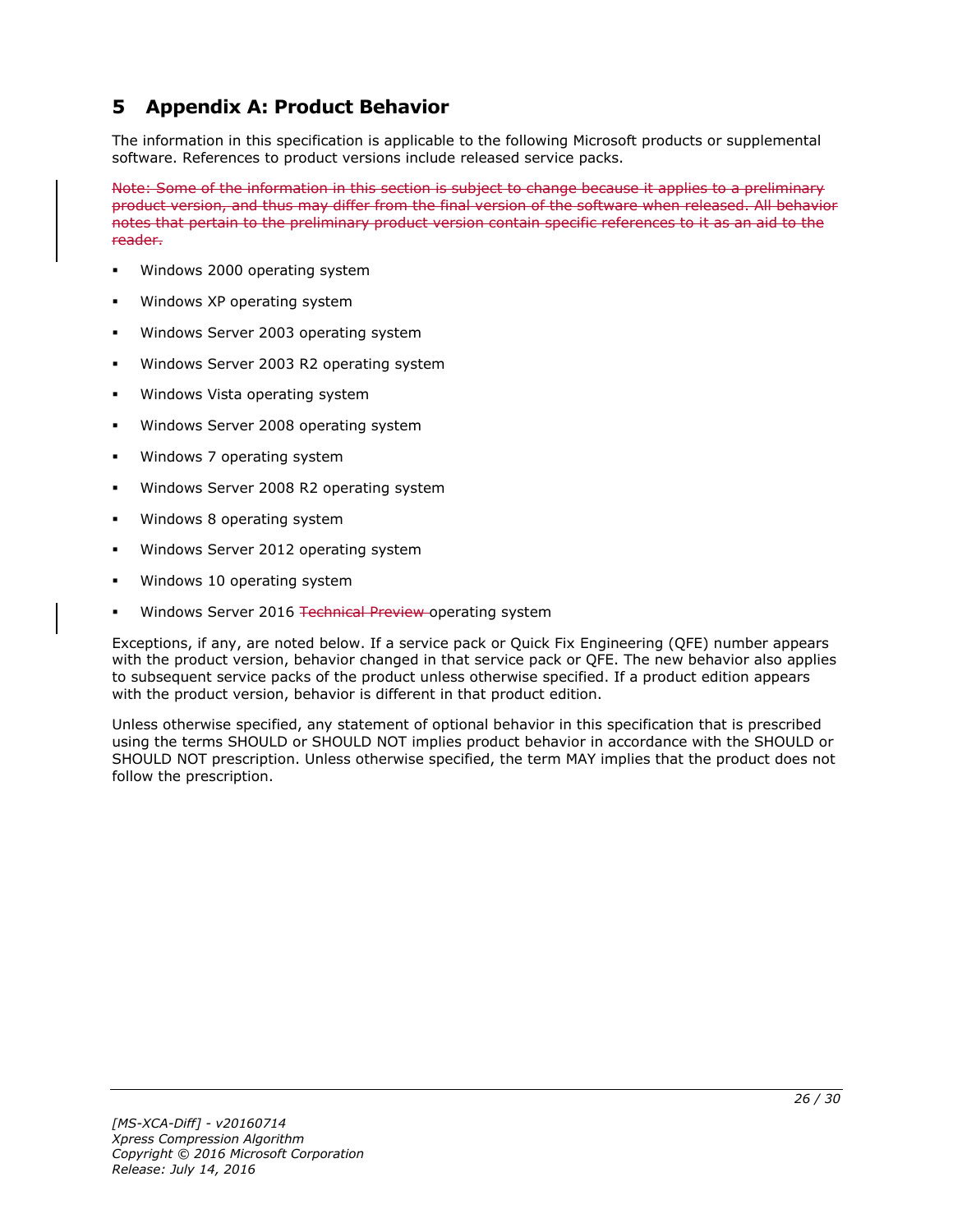# 5 Appendix A: Product Behavior

The information in this specification is applicable to the following Microsoft products or supplemental software. References to product versions include released service packs.

~~Note: Some of the information in this section is subject to change because it applies to a preliminary product version, and thus may differ from the final version of the software when released. All behavior notes that pertain to the preliminary product version contain specific references to it as an aid to the reader.~~

- Windows 2000 operating system
- Windows XP operating system
- Windows Server 2003 operating system
- Windows Server 2003 R2 operating system
- Windows Vista operating system
- Windows Server 2008 operating system
- Windows 7 operating system
- Windows Server 2008 R2 operating system
- Windows 8 operating system
- Windows Server 2012 operating system
- Windows 10 operating system
- Windows Server 2016 ~~Technical Preview~~ operating system

Exceptions, if any, are noted below. If a service pack or Quick Fix Engineering (QFE) number appears with the product version, behavior changed in that service pack or QFE. The new behavior also applies to subsequent service packs of the product unless otherwise specified. If a product edition appears with the product version, behavior is different in that product edition.

Unless otherwise specified, any statement of optional behavior in this specification that is prescribed using the terms SHOULD or SHOULD NOT implies product behavior in accordance with the SHOULD or SHOULD NOT prescription. Unless otherwise specified, the term MAY implies that the product does not follow the prescription.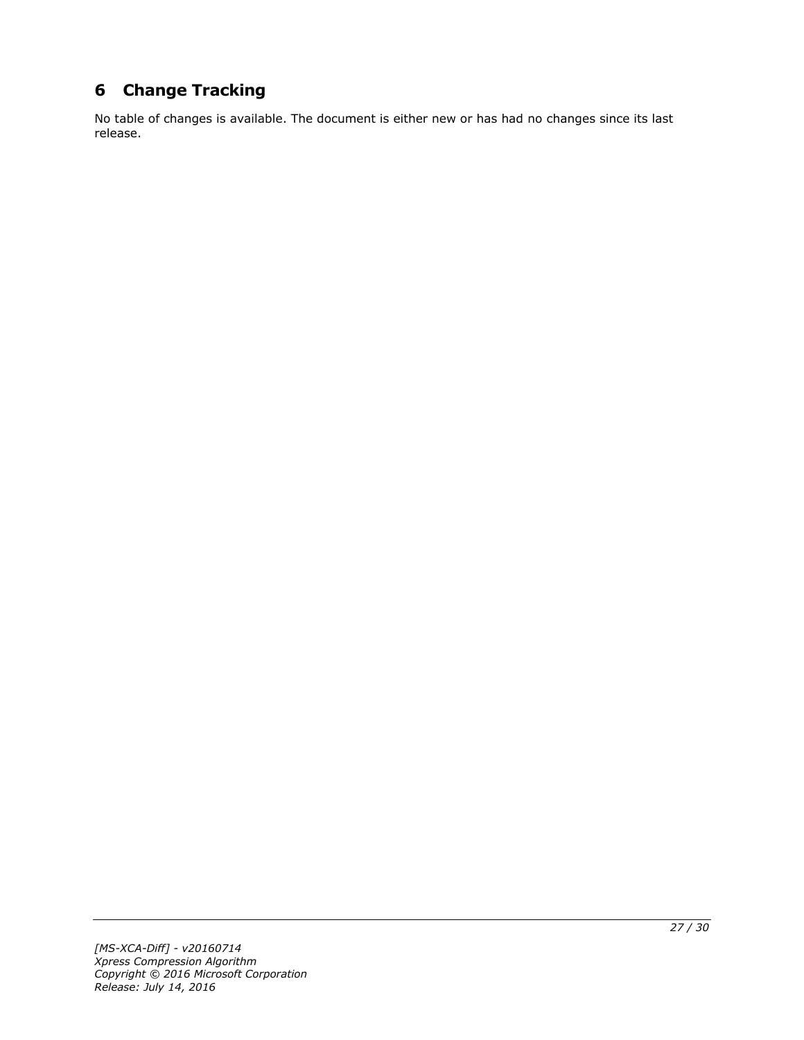# 6 Change Tracking

No table of changes is available. The document is either new or has had no changes since its last release.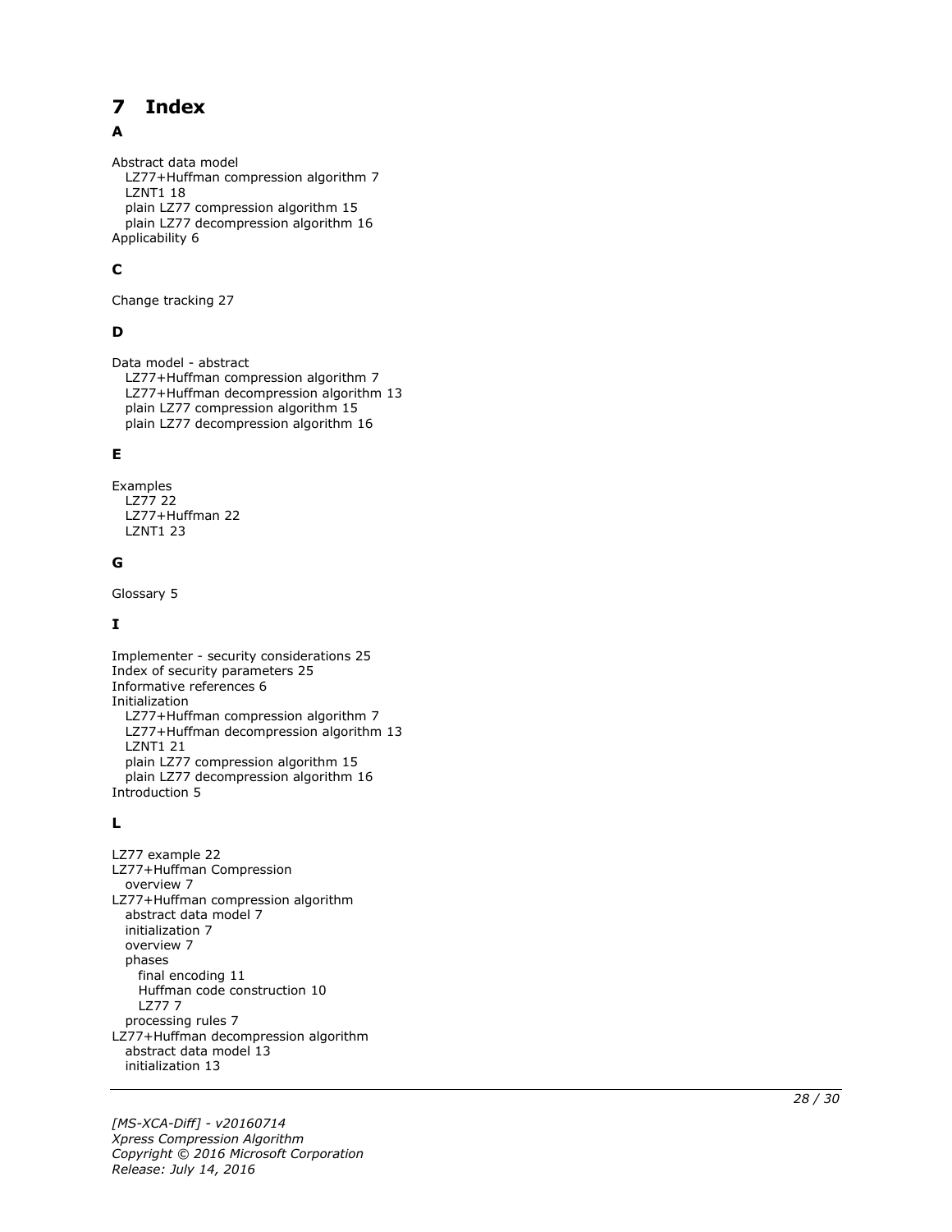# 7 Index

## A

Abstract data model
- LZ77+Huffman compression algorithm 7
- LZNT1 18
- plain LZ77 compression algorithm 15
- plain LZ77 decompression algorithm 16

Applicability 6

## C

Change tracking 27

## D

Data model - abstract
- LZ77+Huffman compression algorithm 7
- LZ77+Huffman decompression algorithm 13
- plain LZ77 compression algorithm 15
- plain LZ77 decompression algorithm 16

## E

Examples
- LZ77 22
- LZ77+Huffman 22
- LZNT1 23

## G

Glossary 5

## I

Implementer - security considerations 25
Index of security parameters 25
Informative references 6
Initialization
- LZ77+Huffman compression algorithm 7
- LZ77+Huffman decompression algorithm 13
- LZNT1 21
- plain LZ77 compression algorithm 15
- plain LZ77 decompression algorithm 16

Introduction 5

## L

LZ77 example 22
LZ77+Huffman Compression
- overview 7

LZ77+Huffman compression algorithm
- abstract data model 7
- initialization 7
- overview 7
- phases
  - final encoding 11
  - Huffman code construction 10
  - LZ77 7
- processing rules 7

LZ77+Huffman decompression algorithm
- abstract data model 13
- initialization 13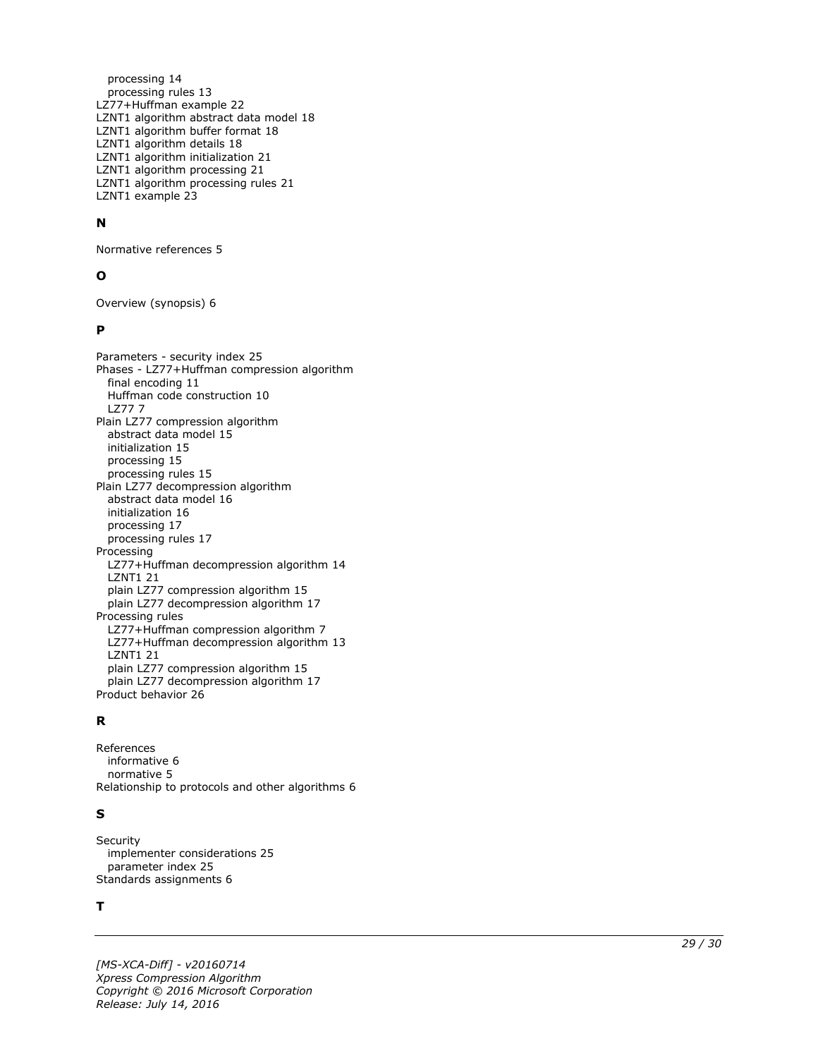processing 14
   processing rules 13
LZ77+Huffman example 22
LZNT1 algorithm abstract data model 18
LZNT1 algorithm buffer format 18
LZNT1 algorithm details 18
LZNT1 algorithm initialization 21
LZNT1 algorithm processing 21
LZNT1 algorithm processing rules 21
LZNT1 example 23

**N**

Normative references 5

**O**

Overview (synopsis) 6

**P**

Parameters - security index 25
Phases - LZ77+Huffman compression algorithm
   final encoding 11
   Huffman code construction 10
   LZ77 7
Plain LZ77 compression algorithm
   abstract data model 15
   initialization 15
   processing 15
   processing rules 15
Plain LZ77 decompression algorithm
   abstract data model 16
   initialization 16
   processing 17
   processing rules 17
Processing
   LZ77+Huffman decompression algorithm 14
   LZNT1 21
   plain LZ77 compression algorithm 15
   plain LZ77 decompression algorithm 17
Processing rules
   LZ77+Huffman compression algorithm 7
   LZ77+Huffman decompression algorithm 13
   LZNT1 21
   plain LZ77 compression algorithm 15
   plain LZ77 decompression algorithm 17
Product behavior 26

**R**

References
   informative 6
   normative 5
Relationship to protocols and other algorithms 6

**S**

Security
   implementer considerations 25
   parameter index 25
Standards assignments 6

**T**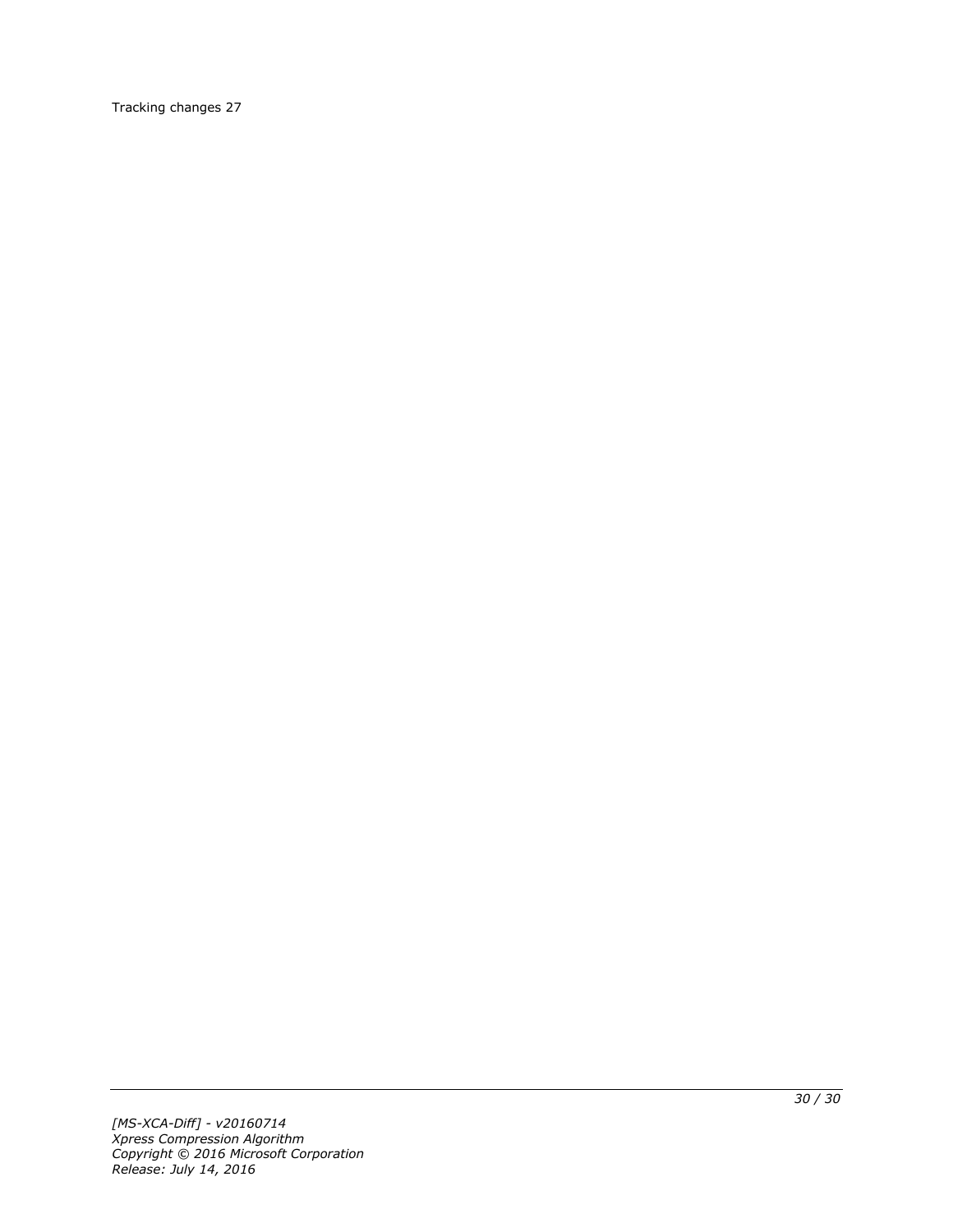Tracking changes 27